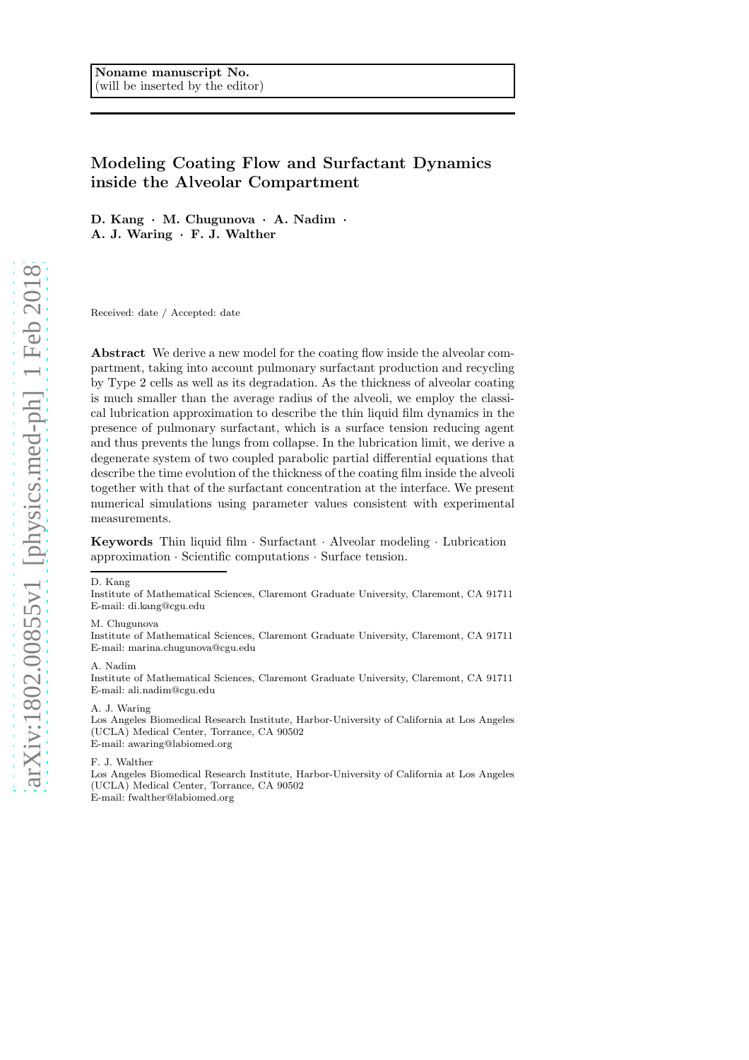Noname manuscript No.
(will be inserted by the editor)

# Modeling Coating Flow and Surfactant Dynamics inside the Alveolar Compartment

**D. Kang · M. Chugunova · A. Nadim · A. J. Waring · F. J. Walther**

Received: date / Accepted: date

**Abstract** We derive a new model for the coating flow inside the alveolar compartment, taking into account pulmonary surfactant production and recycling by Type 2 cells as well as its degradation. As the thickness of alveolar coating is much smaller than the average radius of the alveoli, we employ the classical lubrication approximation to describe the thin liquid film dynamics in the presence of pulmonary surfactant, which is a surface tension reducing agent and thus prevents the lungs from collapse. In the lubrication limit, we derive a degenerate system of two coupled parabolic partial differential equations that describe the time evolution of the thickness of the coating film inside the alveoli together with that of the surfactant concentration at the interface. We present numerical simulations using parameter values consistent with experimental measurements.

**Keywords** Thin liquid film · Surfactant · Alveolar modeling · Lubrication approximation · Scientific computations · Surface tension.

---

D. Kang
Institute of Mathematical Sciences, Claremont Graduate University, Claremont, CA 91711
E-mail: di.kang@cgu.edu

M. Chugunova
Institute of Mathematical Sciences, Claremont Graduate University, Claremont, CA 91711
E-mail: marina.chugunova@cgu.edu

A. Nadim
Institute of Mathematical Sciences, Claremont Graduate University, Claremont, CA 91711
E-mail: ali.nadim@cgu.edu

A. J. Waring
Los Angeles Biomedical Research Institute, Harbor-University of California at Los Angeles (UCLA) Medical Center, Torrance, CA 90502
E-mail: awaring@labiomed.org

F. J. Walther
Los Angeles Biomedical Research Institute, Harbor-University of California at Los Angeles (UCLA) Medical Center, Torrance, CA 90502
E-mail: fwalther@labiomed.org

arXiv:1802.00855v1 [physics.med-ph] 1 Feb 2018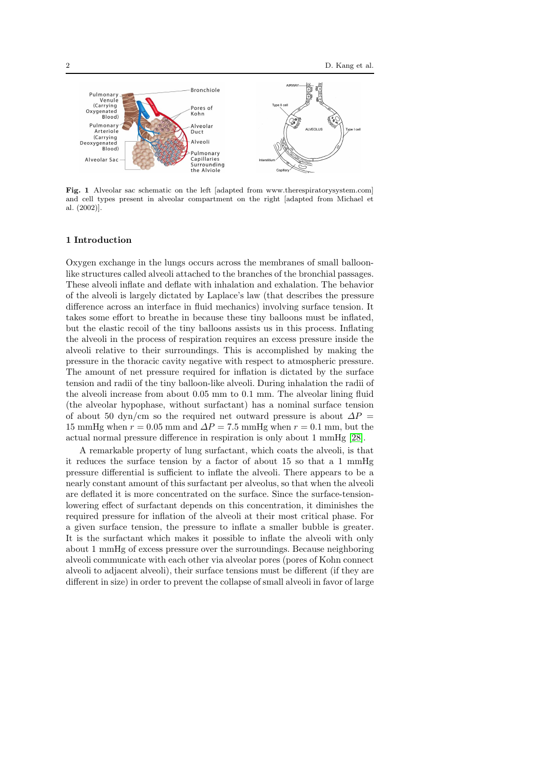Fig. 1 Alveolar sac schematic on the left [adapted from www.therespiratorysystem.com] and cell types present in alveolar compartment on the right [adapted from Michael et al. (2002)].

## 1 Introduction

Oxygen exchange in the lungs occurs across the membranes of small balloon-like structures called alveoli attached to the branches of the bronchial passages. These alveoli inflate and deflate with inhalation and exhalation. The behavior of the alveoli is largely dictated by Laplace's law (that describes the pressure difference across an interface in fluid mechanics) involving surface tension. It takes some effort to breathe in because these tiny balloons must be inflated, but the elastic recoil of the tiny balloons assists us in this process. Inflating the alveoli in the process of respiration requires an excess pressure inside the alveoli relative to their surroundings. This is accomplished by making the pressure in the thoracic cavity negative with respect to atmospheric pressure. The amount of net pressure required for inflation is dictated by the surface tension and radii of the tiny balloon-like alveoli. During inhalation the radii of the alveoli increase from about 0.05 mm to 0.1 mm. The alveolar lining fluid (the alveolar hypophase, without surfactant) has a nominal surface tension of about 50 dyn/cm so the required net outward pressure is about $\Delta P = 15$ mmHg when $r = 0.05$ mm and $\Delta P = 7.5$ mmHg when $r = 0.1$ mm, but the actual normal pressure difference in respiration is only about 1 mmHg [28].

A remarkable property of lung surfactant, which coats the alveoli, is that it reduces the surface tension by a factor of about 15 so that a 1 mmHg pressure differential is sufficient to inflate the alveoli. There appears to be a nearly constant amount of this surfactant per alveolus, so that when the alveoli are deflated it is more concentrated on the surface. Since the surface-tension-lowering effect of surfactant depends on this concentration, it diminishes the required pressure for inflation of the alveoli at their most critical phase. For a given surface tension, the pressure to inflate a smaller bubble is greater. It is the surfactant which makes it possible to inflate the alveoli with only about 1 mmHg of excess pressure over the surroundings. Because neighboring alveoli communicate with each other via alveolar pores (pores of Kohn connect alveoli to adjacent alveoli), their surface tensions must be different (if they are different in size) in order to prevent the collapse of small alveoli in favor of large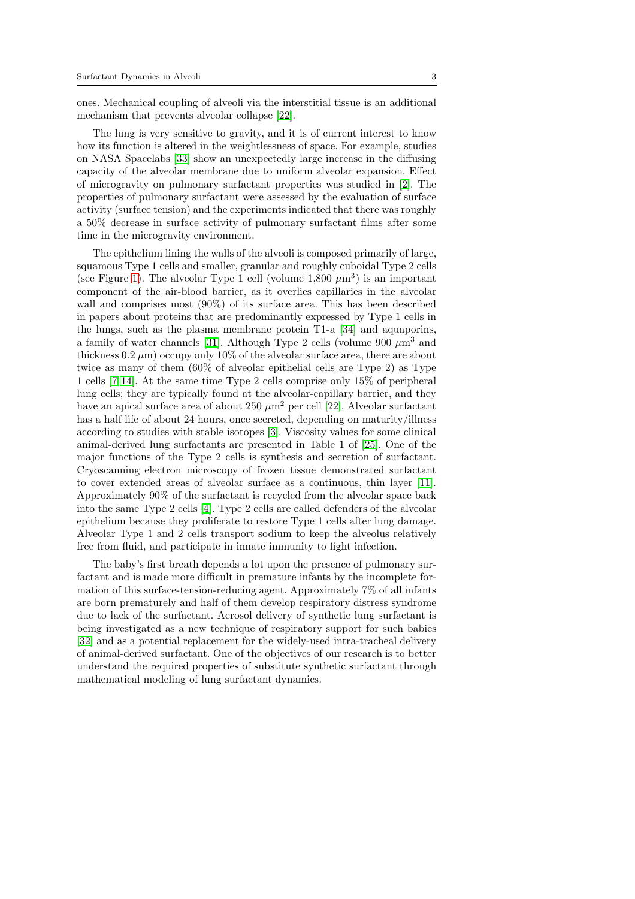ones. Mechanical coupling of alveoli via the interstitial tissue is an additional mechanism that prevents alveolar collapse [22].

The lung is very sensitive to gravity, and it is of current interest to know how its function is altered in the weightlessness of space. For example, studies on NASA Spacelabs [33] show an unexpectedly large increase in the diffusing capacity of the alveolar membrane due to uniform alveolar expansion. Effect of microgravity on pulmonary surfactant properties was studied in [2]. The properties of pulmonary surfactant were assessed by the evaluation of surface activity (surface tension) and the experiments indicated that there was roughly a 50% decrease in surface activity of pulmonary surfactant films after some time in the microgravity environment.

The epithelium lining the walls of the alveoli is composed primarily of large, squamous Type 1 cells and smaller, granular and roughly cuboidal Type 2 cells (see Figure 1). The alveolar Type 1 cell (volume 1,800 $\mu$m$^3$) is an important component of the air-blood barrier, as it overlies capillaries in the alveolar wall and comprises most (90%) of its surface area. This has been described in papers about proteins that are predominantly expressed by Type 1 cells in the lungs, such as the plasma membrane protein T1-a [34] and aquaporins, a family of water channels [31]. Although Type 2 cells (volume 900 $\mu$m$^3$ and thickness 0.2 $\mu$m) occupy only 10% of the alveolar surface area, there are about twice as many of them (60% of alveolar epithelial cells are Type 2) as Type 1 cells [7,14]. At the same time Type 2 cells comprise only 15% of peripheral lung cells; they are typically found at the alveolar-capillary barrier, and they have an apical surface area of about 250 $\mu$m$^2$ per cell [22]. Alveolar surfactant has a half life of about 24 hours, once secreted, depending on maturity/illness according to studies with stable isotopes [3]. Viscosity values for some clinical animal-derived lung surfactants are presented in Table 1 of [25]. One of the major functions of the Type 2 cells is synthesis and secretion of surfactant. Cryoscanning electron microscopy of frozen tissue demonstrated surfactant to cover extended areas of alveolar surface as a continuous, thin layer [11]. Approximately 90% of the surfactant is recycled from the alveolar space back into the same Type 2 cells [4]. Type 2 cells are called defenders of the alveolar epithelium because they proliferate to restore Type 1 cells after lung damage. Alveolar Type 1 and 2 cells transport sodium to keep the alveolus relatively free from fluid, and participate in innate immunity to fight infection.

The baby's first breath depends a lot upon the presence of pulmonary surfactant and is made more difficult in premature infants by the incomplete formation of this surface-tension-reducing agent. Approximately 7% of all infants are born prematurely and half of them develop respiratory distress syndrome due to lack of the surfactant. Aerosol delivery of synthetic lung surfactant is being investigated as a new technique of respiratory support for such babies [32] and as a potential replacement for the widely-used intra-tracheal delivery of animal-derived surfactant. One of the objectives of our research is to better understand the required properties of substitute synthetic surfactant through mathematical modeling of lung surfactant dynamics.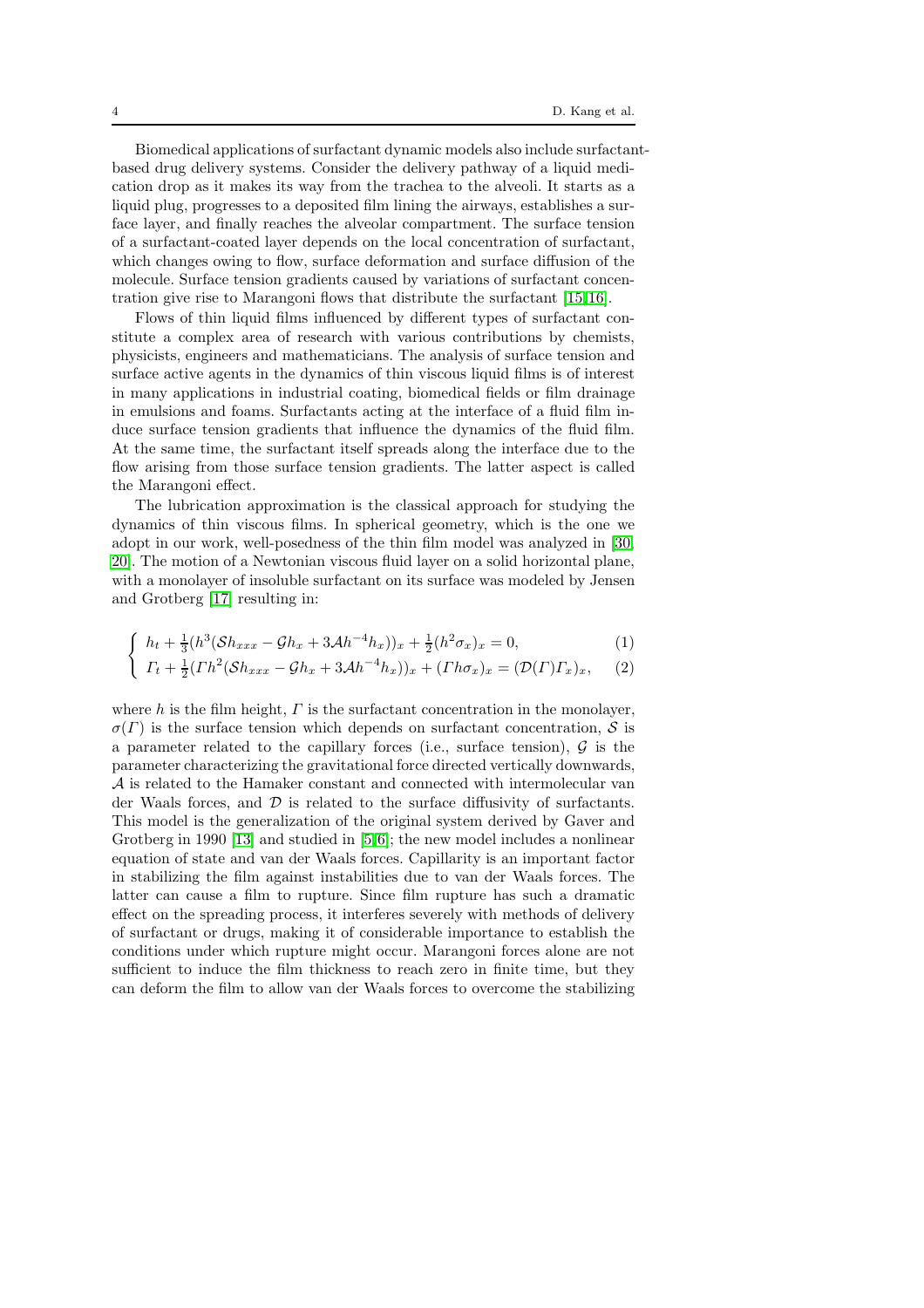Biomedical applications of surfactant dynamic models also include surfactant-based drug delivery systems. Consider the delivery pathway of a liquid medication drop as it makes its way from the trachea to the alveoli. It starts as a liquid plug, progresses to a deposited film lining the airways, establishes a surface layer, and finally reaches the alveolar compartment. The surface tension of a surfactant-coated layer depends on the local concentration of surfactant, which changes owing to flow, surface deformation and surface diffusion of the molecule. Surface tension gradients caused by variations of surfactant concentration give rise to Marangoni flows that distribute the surfactant [15,16].

Flows of thin liquid films influenced by different types of surfactant constitute a complex area of research with various contributions by chemists, physicists, engineers and mathematicians. The analysis of surface tension and surface active agents in the dynamics of thin viscous liquid films is of interest in many applications in industrial coating, biomedical fields or film drainage in emulsions and foams. Surfactants acting at the interface of a fluid film induce surface tension gradients that influence the dynamics of the fluid film. At the same time, the surfactant itself spreads along the interface due to the flow arising from those surface tension gradients. The latter aspect is called the Marangoni effect.

The lubrication approximation is the classical approach for studying the dynamics of thin viscous films. In spherical geometry, which is the one we adopt in our work, well-posedness of the thin film model was analyzed in [30, 20]. The motion of a Newtonian viscous fluid layer on a solid horizontal plane, with a monolayer of insoluble surfactant on its surface was modeled by Jensen and Grotberg [17] resulting in:

$$
\begin{cases}
h_t + \frac{1}{3}(h^3(\mathcal{S}h_{xxx} - \mathcal{G}h_x + 3\mathcal{A}h^{-4}h_x))_x + \frac{1}{2}(h^2\sigma_x)_x = 0, & (1)\\
\Gamma_t + \frac{1}{2}(\Gamma h^2(\mathcal{S}h_{xxx} - \mathcal{G}h_x + 3\mathcal{A}h^{-4}h_x))_x + (\Gamma h\sigma_x)_x = (\mathcal{D}(\Gamma)\Gamma_x)_x, & (2)
\end{cases}
$$

where $h$ is the film height, $\Gamma$ is the surfactant concentration in the monolayer, $\sigma(\Gamma)$ is the surface tension which depends on surfactant concentration, $\mathcal{S}$ is a parameter related to the capillary forces (i.e., surface tension), $\mathcal{G}$ is the parameter characterizing the gravitational force directed vertically downwards, $\mathcal{A}$ is related to the Hamaker constant and connected with intermolecular van der Waals forces, and $\mathcal{D}$ is related to the surface diffusivity of surfactants. This model is the generalization of the original system derived by Gaver and Grotberg in 1990 [13] and studied in [5,6]; the new model includes a nonlinear equation of state and van der Waals forces. Capillarity is an important factor in stabilizing the film against instabilities due to van der Waals forces. The latter can cause a film to rupture. Since film rupture has such a dramatic effect on the spreading process, it interferes severely with methods of delivery of surfactant or drugs, making it of considerable importance to establish the conditions under which rupture might occur. Marangoni forces alone are not sufficient to induce the film thickness to reach zero in finite time, but they can deform the film to allow van der Waals forces to overcome the stabilizing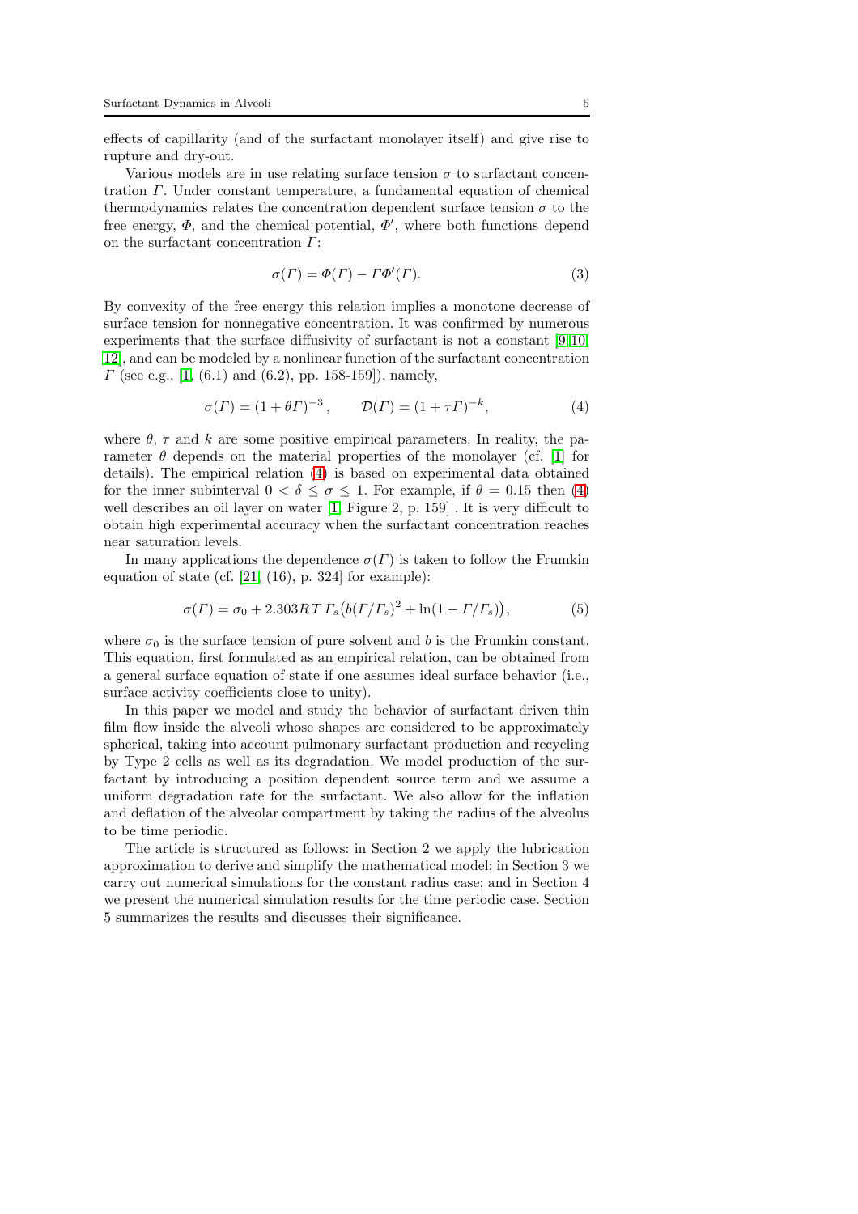effects of capillarity (and of the surfactant monolayer itself) and give rise to rupture and dry-out.

Various models are in use relating surface tension $\sigma$ to surfactant concentration $\Gamma$. Under constant temperature, a fundamental equation of chemical thermodynamics relates the concentration dependent surface tension $\sigma$ to the free energy, $\Phi$, and the chemical potential, $\Phi'$, where both functions depend on the surfactant concentration $\Gamma$:

$$\sigma(\Gamma) = \Phi(\Gamma) - \Gamma\Phi'(\Gamma). \tag{3}$$

By convexity of the free energy this relation implies a monotone decrease of surface tension for nonnegative concentration. It was confirmed by numerous experiments that the surface diffusivity of surfactant is not a constant [9, 10, 12], and can be modeled by a nonlinear function of the surfactant concentration $\Gamma$ (see e.g., [1, (6.1) and (6.2), pp. 158-159]), namely,

$$\sigma(\Gamma) = (1+\theta\Gamma)^{-3}, \qquad \mathcal{D}(\Gamma) = (1+\tau\Gamma)^{-k}, \tag{4}$$

where $\theta$, $\tau$ and $k$ are some positive empirical parameters. In reality, the parameter $\theta$ depends on the material properties of the monolayer (cf. [1] for details). The empirical relation (4) is based on experimental data obtained for the inner subinterval $0 < \delta \le \sigma \le 1$. For example, if $\theta = 0.15$ then (4) well describes an oil layer on water [1, Figure 2, p. 159] . It is very difficult to obtain high experimental accuracy when the surfactant concentration reaches near saturation levels.

In many applications the dependence $\sigma(\Gamma)$ is taken to follow the Frumkin equation of state (cf. [21, (16), p. 324] for example):

$$\sigma(\Gamma) = \sigma_0 + 2.303RT\,\Gamma_s\big(b(\Gamma/\Gamma_s)^2 + \ln(1-\Gamma/\Gamma_s)\big), \tag{5}$$

where $\sigma_0$ is the surface tension of pure solvent and $b$ is the Frumkin constant. This equation, first formulated as an empirical relation, can be obtained from a general surface equation of state if one assumes ideal surface behavior (i.e., surface activity coefficients close to unity).

In this paper we model and study the behavior of surfactant driven thin film flow inside the alveoli whose shapes are considered to be approximately spherical, taking into account pulmonary surfactant production and recycling by Type 2 cells as well as its degradation. We model production of the surfactant by introducing a position dependent source term and we assume a uniform degradation rate for the surfactant. We also allow for the inflation and deflation of the alveolar compartment by taking the radius of the alveolus to be time periodic.

The article is structured as follows: in Section 2 we apply the lubrication approximation to derive and simplify the mathematical model; in Section 3 we carry out numerical simulations for the constant radius case; and in Section 4 we present the numerical simulation results for the time periodic case. Section 5 summarizes the results and discusses their significance.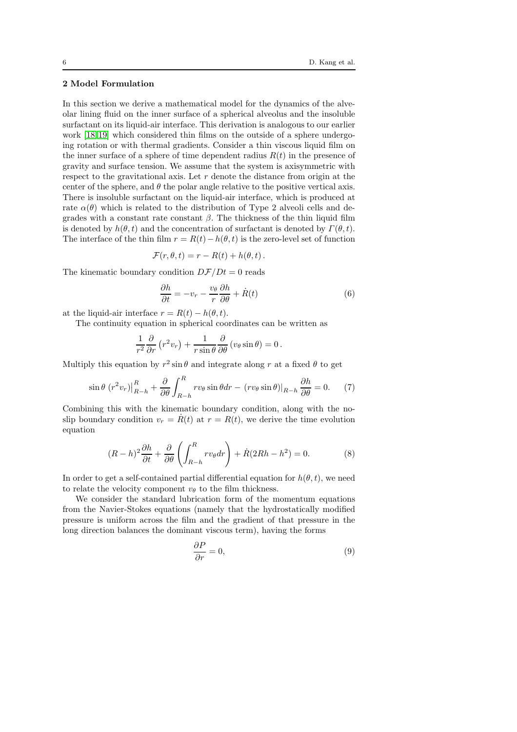## 2 Model Formulation

In this section we derive a mathematical model for the dynamics of the alveolar lining fluid on the inner surface of a spherical alveolus and the insoluble surfactant on its liquid-air interface. This derivation is analogous to our earlier work [18, 19] which considered thin films on the outside of a sphere undergoing rotation or with thermal gradients. Consider a thin viscous liquid film on the inner surface of a sphere of time dependent radius $R(t)$ in the presence of gravity and surface tension. We assume that the system is axisymmetric with respect to the gravitational axis. Let $r$ denote the distance from origin at the center of the sphere, and $\theta$ the polar angle relative to the positive vertical axis. There is insoluble surfactant on the liquid-air interface, which is produced at rate $\alpha(\theta)$ which is related to the distribution of Type 2 alveoli cells and degrades with a constant rate constant $\beta$. The thickness of the thin liquid film is denoted by $h(\theta, t)$ and the concentration of surfactant is denoted by $\Gamma(\theta, t)$. The interface of the thin film $r = R(t) - h(\theta, t)$ is the zero-level set of function

$$\mathcal{F}(r, \theta, t) = r - R(t) + h(\theta, t)\,.$$

The kinematic boundary condition $D\mathcal{F}/Dt = 0$ reads

$$\frac{\partial h}{\partial t} = -v_r - \frac{v_\theta}{r}\frac{\partial h}{\partial \theta} + \dot{R}(t) \tag{6}$$

at the liquid-air interface $r = R(t) - h(\theta, t)$.

The continuity equation in spherical coordinates can be written as

$$\frac{1}{r^2}\frac{\partial}{\partial r}\left(r^2 v_r\right) + \frac{1}{r\sin\theta}\frac{\partial}{\partial \theta}\left(v_\theta \sin\theta\right) = 0\,.$$

Multiply this equation by $r^2 \sin\theta$ and integrate along $r$ at a fixed $\theta$ to get

$$\sin\theta\,\left(r^2 v_r\right)\Big|_{R-h}^{R} + \frac{\partial}{\partial \theta}\int_{R-h}^{R} r v_\theta \sin\theta dr - \left(r v_\theta \sin\theta\right)\big|_{R-h}\frac{\partial h}{\partial \theta} = 0. \tag{7}$$

Combining this with the kinematic boundary condition, along with the no-slip boundary condition $v_r = \dot{R}(t)$ at $r = R(t)$, we derive the time evolution equation

$$(R-h)^2\frac{\partial h}{\partial t} + \frac{\partial}{\partial \theta}\left(\int_{R-h}^{R} r v_\theta dr\right) + \dot{R}(2Rh - h^2) = 0. \tag{8}$$

In order to get a self-contained partial differential equation for $h(\theta, t)$, we need to relate the velocity component $v_\theta$ to the film thickness.

We consider the standard lubrication form of the momentum equations from the Navier-Stokes equations (namely that the hydrostatically modified pressure is uniform across the film and the gradient of that pressure in the long direction balances the dominant viscous term), having the forms

$$\frac{\partial P}{\partial r} = 0, \tag{9}$$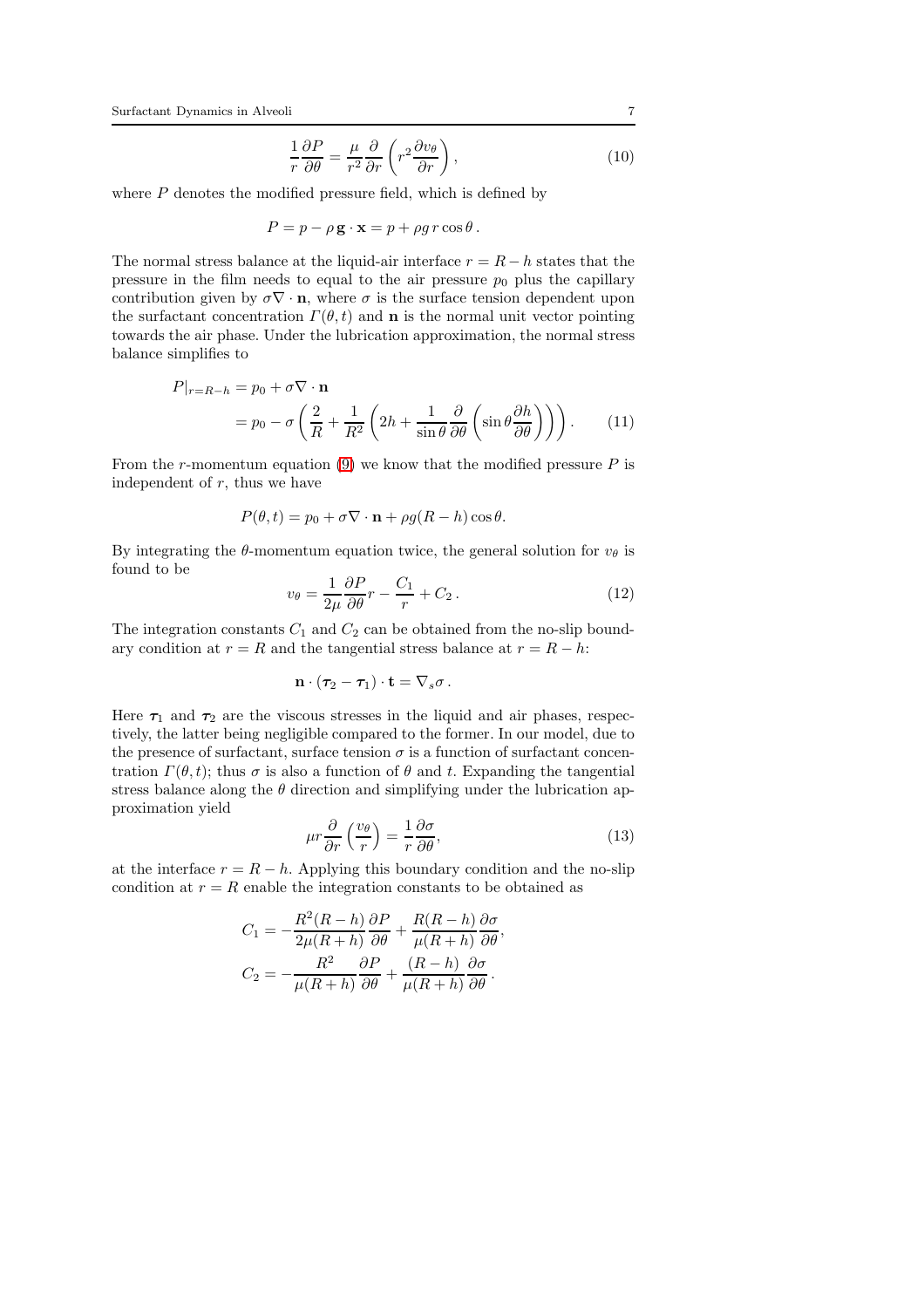$$\frac{1}{r}\frac{\partial P}{\partial \theta} = \frac{\mu}{r^2}\frac{\partial}{\partial r}\left(r^2 \frac{\partial v_\theta}{\partial r}\right), \tag{10}$$

where $P$ denotes the modified pressure field, which is defined by

$$P = p - \rho\, \mathbf{g} \cdot \mathbf{x} = p + \rho g\, r \cos\theta\, .$$

The normal stress balance at the liquid-air interface $r = R - h$ states that the pressure in the film needs to equal to the air pressure $p_0$ plus the capillary contribution given by $\sigma \nabla \cdot \mathbf{n}$, where $\sigma$ is the surface tension dependent upon the surfactant concentration $\Gamma(\theta, t)$ and $\mathbf{n}$ is the normal unit vector pointing towards the air phase. Under the lubrication approximation, the normal stress balance simplifies to

$$\begin{aligned} P|_{r=R-h} &= p_0 + \sigma \nabla \cdot \mathbf{n} \\ &= p_0 - \sigma\left(\frac{2}{R} + \frac{1}{R^2}\left(2h + \frac{1}{\sin\theta}\frac{\partial}{\partial \theta}\left(\sin\theta \frac{\partial h}{\partial \theta}\right)\right)\right). \end{aligned} \tag{11}$$

From the $r$-momentum equation (9) we know that the modified pressure $P$ is independent of $r$, thus we have

$$P(\theta, t) = p_0 + \sigma \nabla \cdot \mathbf{n} + \rho g (R - h)\cos\theta.$$

By integrating the $\theta$-momentum equation twice, the general solution for $v_\theta$ is found to be

$$v_\theta = \frac{1}{2\mu}\frac{\partial P}{\partial \theta} r - \frac{C_1}{r} + C_2\, . \tag{12}$$

The integration constants $C_1$ and $C_2$ can be obtained from the no-slip boundary condition at $r = R$ and the tangential stress balance at $r = R - h$:

$$\mathbf{n} \cdot (\boldsymbol{\tau}_2 - \boldsymbol{\tau}_1) \cdot \mathbf{t} = \nabla_s \sigma\, .$$

Here $\boldsymbol{\tau}_1$ and $\boldsymbol{\tau}_2$ are the viscous stresses in the liquid and air phases, respectively, the latter being negligible compared to the former. In our model, due to the presence of surfactant, surface tension $\sigma$ is a function of surfactant concentration $\Gamma(\theta, t)$; thus $\sigma$ is also a function of $\theta$ and $t$. Expanding the tangential stress balance along the $\theta$ direction and simplifying under the lubrication approximation yield

$$\mu r \frac{\partial}{\partial r}\left(\frac{v_\theta}{r}\right) = \frac{1}{r}\frac{\partial \sigma}{\partial \theta}, \tag{13}$$

at the interface $r = R - h$. Applying this boundary condition and the no-slip condition at $r = R$ enable the integration constants to be obtained as

$$\begin{aligned} C_1 &= -\frac{R^2(R-h)}{2\mu(R+h)}\frac{\partial P}{\partial \theta} + \frac{R(R-h)}{\mu(R+h)}\frac{\partial \sigma}{\partial \theta}, \\ C_2 &= -\frac{R^2}{\mu(R+h)}\frac{\partial P}{\partial \theta} + \frac{(R-h)}{\mu(R+h)}\frac{\partial \sigma}{\partial \theta}\, . \end{aligned}$$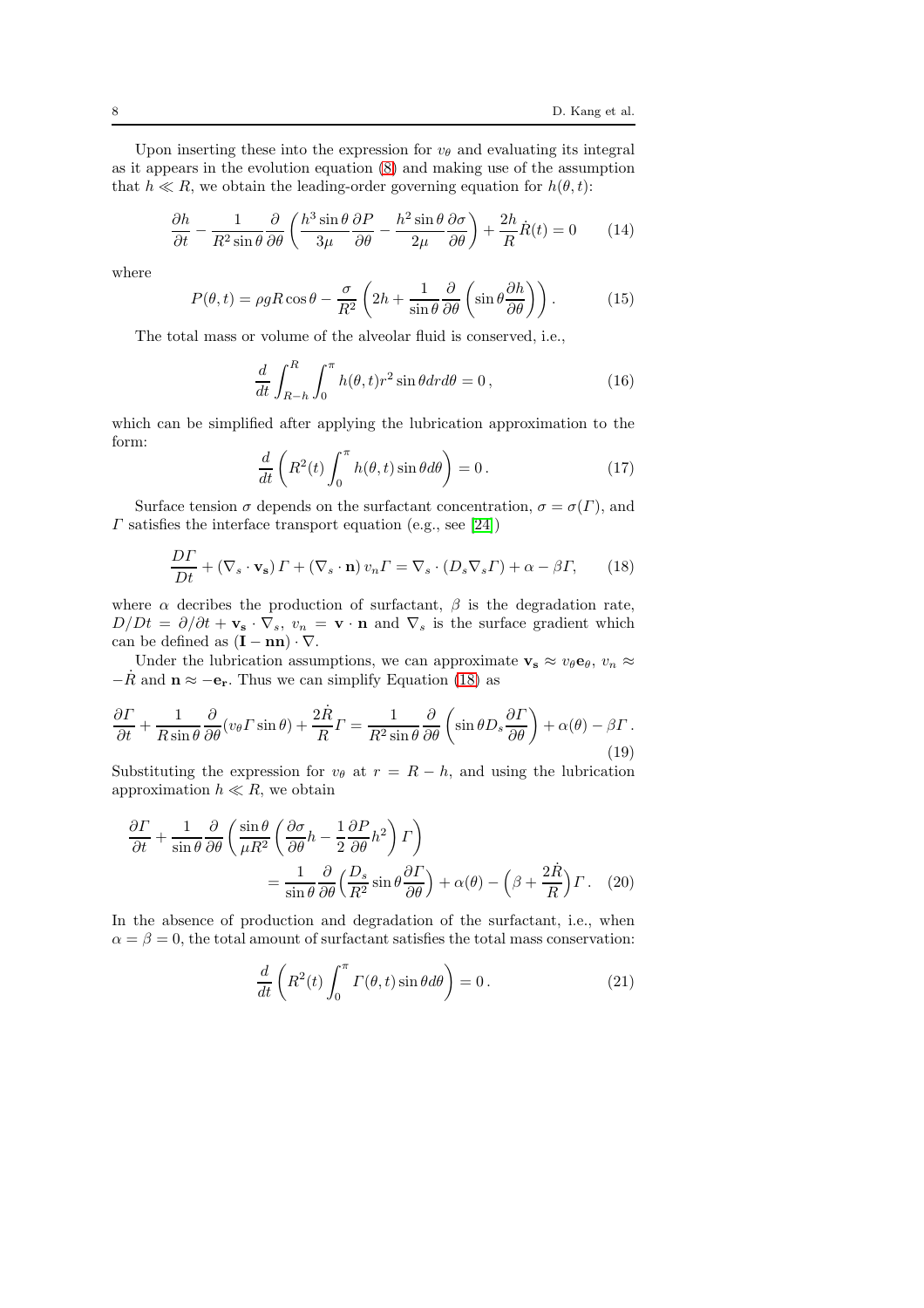Upon inserting these into the expression for $v_\theta$ and evaluating its integral as it appears in the evolution equation (8) and making use of the assumption that $h \ll R$, we obtain the leading-order governing equation for $h(\theta, t)$:

$$\frac{\partial h}{\partial t} - \frac{1}{R^2 \sin\theta} \frac{\partial}{\partial \theta}\left(\frac{h^3 \sin\theta}{3\mu}\frac{\partial P}{\partial \theta} - \frac{h^2 \sin\theta}{2\mu}\frac{\partial \sigma}{\partial \theta}\right) + \frac{2h}{R}\dot{R}(t) = 0 \tag{14}$$

where

$$P(\theta, t) = \rho g R \cos\theta - \frac{\sigma}{R^2}\left(2h + \frac{1}{\sin\theta}\frac{\partial}{\partial \theta}\left(\sin\theta \frac{\partial h}{\partial \theta}\right)\right). \tag{15}$$

The total mass or volume of the alveolar fluid is conserved, i.e.,

$$\frac{d}{dt}\int_{R-h}^{R}\int_0^{\pi} h(\theta, t) r^2 \sin\theta dr d\theta = 0\,, \tag{16}$$

which can be simplified after applying the lubrication approximation to the form:

$$\frac{d}{dt}\left(R^2(t)\int_0^{\pi} h(\theta, t)\sin\theta d\theta\right) = 0\,. \tag{17}$$

Surface tension $\sigma$ depends on the surfactant concentration, $\sigma = \sigma(\Gamma)$, and $\Gamma$ satisfies the interface transport equation (e.g., see [24])

$$\frac{D\Gamma}{Dt} + \left(\nabla_s \cdot \mathbf{v_s}\right)\Gamma + \left(\nabla_s \cdot \mathbf{n}\right) v_n \Gamma = \nabla_s \cdot \left(D_s \nabla_s \Gamma\right) + \alpha - \beta\Gamma, \tag{18}$$

where $\alpha$ decribes the production of surfactant, $\beta$ is the degradation rate, $D/Dt = \partial/\partial t + \mathbf{v_s} \cdot \nabla_s$, $v_n = \mathbf{v} \cdot \mathbf{n}$ and $\nabla_s$ is the surface gradient which can be defined as $(\mathbf{I} - \mathbf{nn}) \cdot \nabla$.

Under the lubrication assumptions, we can approximate $\mathbf{v_s} \approx v_\theta \mathbf{e}_\theta$, $v_n \approx -\dot{R}$ and $\mathbf{n} \approx -\mathbf{e_r}$. Thus we can simplify Equation (18) as

$$\frac{\partial \Gamma}{\partial t} + \frac{1}{R\sin\theta}\frac{\partial}{\partial \theta}(v_\theta \Gamma \sin\theta) + \frac{2\dot{R}}{R}\Gamma = \frac{1}{R^2 \sin\theta}\frac{\partial}{\partial \theta}\left(\sin\theta D_s \frac{\partial \Gamma}{\partial \theta}\right) + \alpha(\theta) - \beta\Gamma\,. \tag{19}$$

Substituting the expression for $v_\theta$ at $r = R - h$, and using the lubrication approximation $h \ll R$, we obtain

$$\frac{\partial \Gamma}{\partial t} + \frac{1}{\sin\theta}\frac{\partial}{\partial \theta}\left(\frac{\sin\theta}{\mu R^2}\left(\frac{\partial \sigma}{\partial \theta}h - \frac{1}{2}\frac{\partial P}{\partial \theta}h^2\right)\Gamma\right) = \frac{1}{\sin\theta}\frac{\partial}{\partial \theta}\Big(\frac{D_s}{R^2}\sin\theta\frac{\partial \Gamma}{\partial \theta}\Big) + \alpha(\theta) - \Big(\beta + \frac{2\dot{R}}{R}\Big)\Gamma\,. \tag{20}$$

In the absence of production and degradation of the surfactant, i.e., when $\alpha = \beta = 0$, the total amount of surfactant satisfies the total mass conservation:

$$\frac{d}{dt}\left(R^2(t)\int_0^{\pi}\Gamma(\theta, t)\sin\theta d\theta\right) = 0\,. \tag{21}$$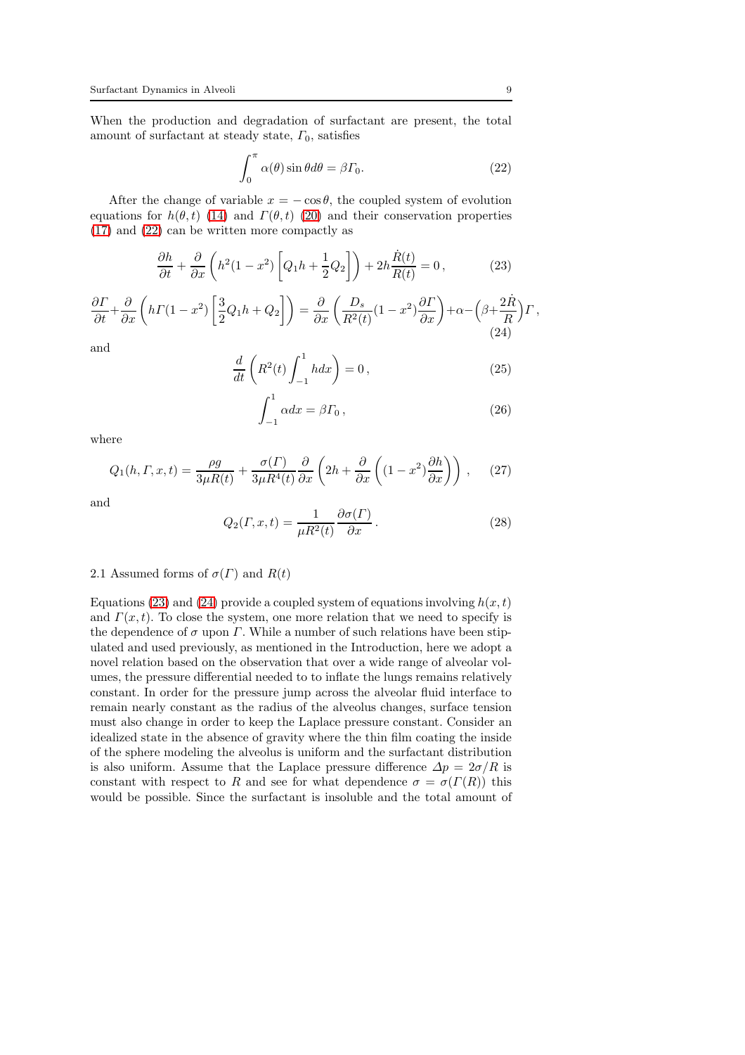When the production and degradation of surfactant are present, the total amount of surfactant at steady state, $\Gamma_0$, satisfies

$$\int_0^\pi \alpha(\theta) \sin\theta d\theta = \beta \Gamma_0. \tag{22}$$

After the change of variable $x = -\cos\theta$, the coupled system of evolution equations for $h(\theta, t)$ (14) and $\Gamma(\theta, t)$ (20) and their conservation properties (17) and (22) can be written more compactly as

$$\frac{\partial h}{\partial t} + \frac{\partial}{\partial x}\left( h^2(1-x^2)\left[ Q_1 h + \frac{1}{2} Q_2 \right] \right) + 2h\frac{\dot{R}(t)}{R(t)} = 0\,, \tag{23}$$

$$\frac{\partial \Gamma}{\partial t} + \frac{\partial}{\partial x}\left( h\Gamma(1-x^2)\left[ \frac{3}{2} Q_1 h + Q_2 \right] \right) = \frac{\partial}{\partial x}\left( \frac{D_s}{R^2(t)}(1-x^2)\frac{\partial \Gamma}{\partial x} \right) + \alpha - \Big( \beta + \frac{2\dot{R}}{R} \Big)\Gamma\,, \tag{24}$$

and

$$\frac{d}{dt}\left( R^2(t) \int_{-1}^{1} h dx \right) = 0\,, \tag{25}$$

$$\int_{-1}^{1} \alpha dx = \beta \Gamma_0\,, \tag{26}$$

where

$$Q_1(h, \Gamma, x, t) = \frac{\rho g}{3\mu R(t)} + \frac{\sigma(\Gamma)}{3\mu R^4(t)} \frac{\partial}{\partial x}\left( 2h + \frac{\partial}{\partial x}\left( (1-x^2)\frac{\partial h}{\partial x} \right) \right)\,, \tag{27}$$

and

$$Q_2(\Gamma, x, t) = \frac{1}{\mu R^2(t)} \frac{\partial \sigma(\Gamma)}{\partial x}\,. \tag{28}$$

### 2.1 Assumed forms of $\sigma(\Gamma)$ and $R(t)$

Equations (23) and (24) provide a coupled system of equations involving $h(x, t)$ and $\Gamma(x, t)$. To close the system, one more relation that we need to specify is the dependence of $\sigma$ upon $\Gamma$. While a number of such relations have been stipulated and used previously, as mentioned in the Introduction, here we adopt a novel relation based on the observation that over a wide range of alveolar volumes, the pressure differential needed to to inflate the lungs remains relatively constant. In order for the pressure jump across the alveolar fluid interface to remain nearly constant as the radius of the alveolus changes, surface tension must also change in order to keep the Laplace pressure constant. Consider an idealized state in the absence of gravity where the thin film coating the inside of the sphere modeling the alveolus is uniform and the surfactant distribution is also uniform. Assume that the Laplace pressure difference $\Delta p = 2\sigma/R$ is constant with respect to $R$ and see for what dependence $\sigma = \sigma(\Gamma(R))$ this would be possible. Since the surfactant is insoluble and the total amount of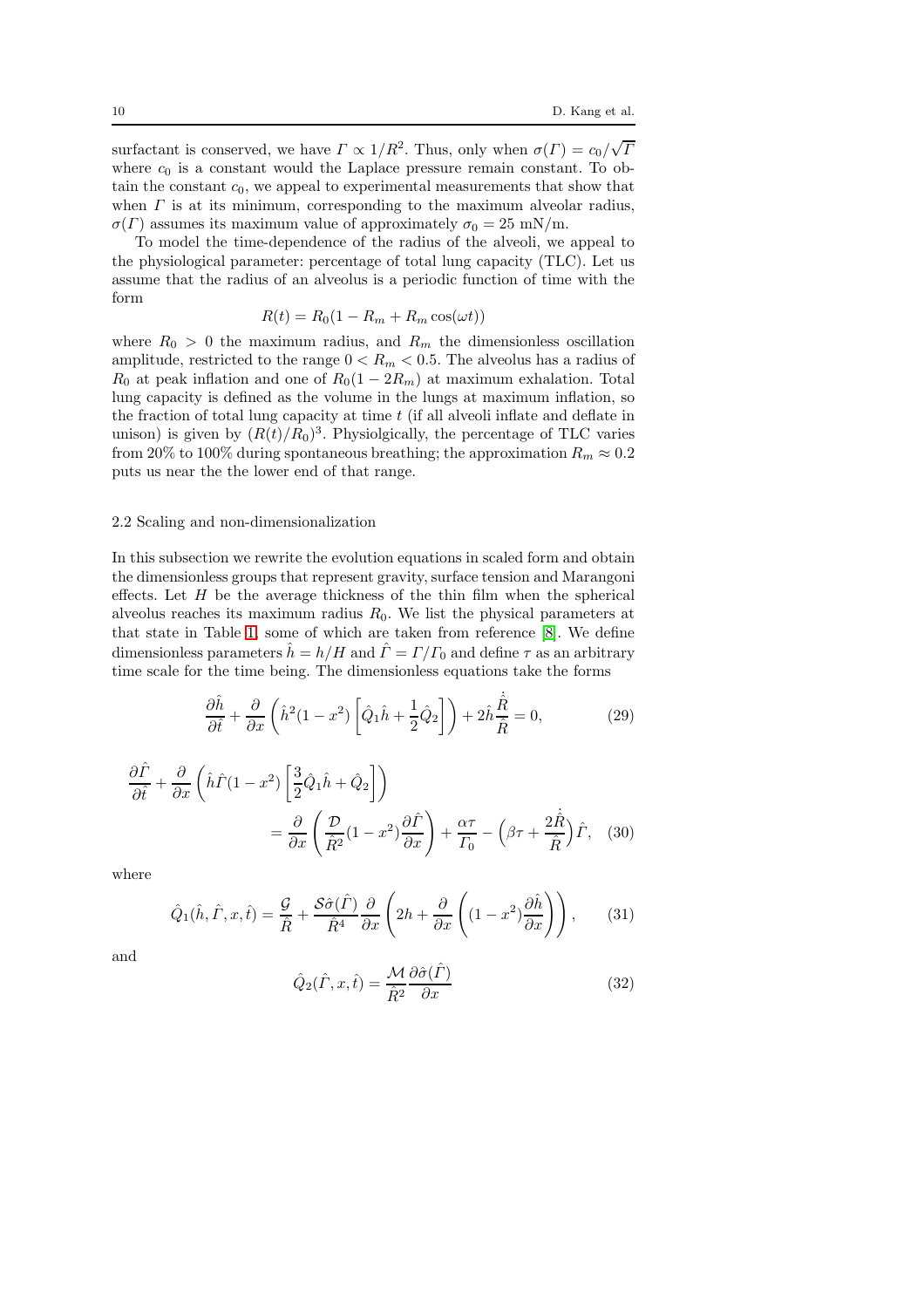surfactant is conserved, we have $\Gamma \propto 1/R^2$. Thus, only when $\sigma(\Gamma) = c_0/\sqrt{\Gamma}$ where $c_0$ is a constant would the Laplace pressure remain constant. To obtain the constant $c_0$, we appeal to experimental measurements that show that when $\Gamma$ is at its minimum, corresponding to the maximum alveolar radius, $\sigma(\Gamma)$ assumes its maximum value of approximately $\sigma_0 = 25$ mN/m.

To model the time-dependence of the radius of the alveoli, we appeal to the physiological parameter: percentage of total lung capacity (TLC). Let us assume that the radius of an alveolus is a periodic function of time with the form

$$R(t) = R_0(1 - R_m + R_m \cos(\omega t))$$

where $R_0 > 0$ the maximum radius, and $R_m$ the dimensionless oscillation amplitude, restricted to the range $0 < R_m < 0.5$. The alveolus has a radius of $R_0$ at peak inflation and one of $R_0(1 - 2R_m)$ at maximum exhalation. Total lung capacity is defined as the volume in the lungs at maximum inflation, so the fraction of total lung capacity at time $t$ (if all alveoli inflate and deflate in unison) is given by $(R(t)/R_0)^3$. Physiolgically, the percentage of TLC varies from 20% to 100% during spontaneous breathing; the approximation $R_m \approx 0.2$ puts us near the the lower end of that range.

### 2.2 Scaling and non-dimensionalization

In this subsection we rewrite the evolution equations in scaled form and obtain the dimensionless groups that represent gravity, surface tension and Marangoni effects. Let $H$ be the average thickness of the thin film when the spherical alveolus reaches its maximum radius $R_0$. We list the physical parameters at that state in Table 1, some of which are taken from reference [8]. We define dimensionless parameters $\hat{h} = h/H$ and $\hat{\Gamma} = \Gamma/\Gamma_0$ and define $\tau$ as an arbitrary time scale for the time being. The dimensionless equations take the forms

$$\frac{\partial \hat{h}}{\partial \hat{t}} + \frac{\partial}{\partial x}\left(\hat{h}^2(1-x^2)\left[\hat{Q}_1\hat{h} + \frac{1}{2}\hat{Q}_2\right]\right) + 2\hat{h}\frac{\dot{\hat{R}}}{\hat{R}} = 0, \tag{29}$$

$$\frac{\partial \hat{\Gamma}}{\partial \hat{t}} + \frac{\partial}{\partial x}\left(\hat{h}\hat{\Gamma}(1-x^2)\left[\frac{3}{2}\hat{Q}_1\hat{h} + \hat{Q}_2\right]\right) = \frac{\partial}{\partial x}\left(\frac{\mathcal{D}}{\hat{R}^2}(1-x^2)\frac{\partial \hat{\Gamma}}{\partial x}\right) + \frac{\alpha\tau}{\Gamma_0} - \left(\beta\tau + \frac{2\dot{\hat{R}}}{\hat{R}}\right)\hat{\Gamma}, \tag{30}$$

where

$$\hat{Q}_1(\hat{h}, \hat{\Gamma}, x, \hat{t}) = \frac{\mathcal{G}}{\hat{R}} + \frac{\mathcal{S}\hat{\sigma}(\hat{\Gamma})}{\hat{R}^4}\frac{\partial}{\partial x}\left(2h + \frac{\partial}{\partial x}\left((1-x^2)\frac{\partial \hat{h}}{\partial x}\right)\right), \tag{31}$$

and

$$\hat{Q}_2(\hat{\Gamma}, x, \hat{t}) = \frac{\mathcal{M}}{\hat{R}^2}\frac{\partial \hat{\sigma}(\hat{\Gamma})}{\partial x} \tag{32}$$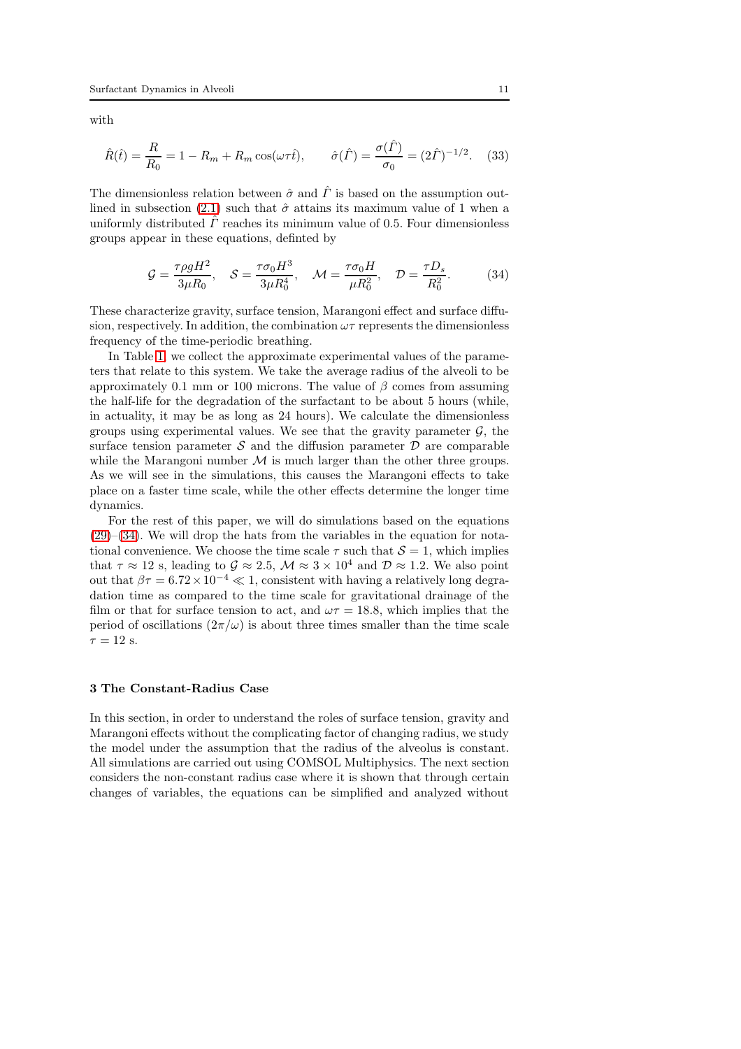with

$$\hat{R}(\hat{t}) = \frac{R}{R_0} = 1 - R_m + R_m \cos(\omega\tau\hat{t}), \qquad \hat{\sigma}(\hat{\Gamma}) = \frac{\sigma(\hat{\Gamma})}{\sigma_0} = (2\hat{\Gamma})^{-1/2}. \quad (33)$$

The dimensionless relation between $\hat{\sigma}$ and $\hat{\Gamma}$ is based on the assumption outlined in subsection (2.1) such that $\hat{\sigma}$ attains its maximum value of 1 when a uniformly distributed $\hat{\Gamma}$ reaches its minimum value of 0.5. Four dimensionless groups appear in these equations, defined by

$$\mathcal{G} = \frac{\tau\rho g H^2}{3\mu R_0}, \quad \mathcal{S} = \frac{\tau\sigma_0 H^3}{3\mu R_0^4}, \quad \mathcal{M} = \frac{\tau\sigma_0 H}{\mu R_0^2}, \quad \mathcal{D} = \frac{\tau D_s}{R_0^2}. \quad (34)$$

These characterize gravity, surface tension, Marangoni effect and surface diffusion, respectively. In addition, the combination $\omega\tau$ represents the dimensionless frequency of the time-periodic breathing.

In Table 1, we collect the approximate experimental values of the parameters that relate to this system. We take the average radius of the alveoli to be approximately 0.1 mm or 100 microns. The value of $\beta$ comes from assuming the half-life for the degradation of the surfactant to be about 5 hours (while, in actuality, it may be as long as 24 hours). We calculate the dimensionless groups using experimental values. We see that the gravity parameter $\mathcal{G}$, the surface tension parameter $\mathcal{S}$ and the diffusion parameter $\mathcal{D}$ are comparable while the Marangoni number $\mathcal{M}$ is much larger than the other three groups. As we will see in the simulations, this causes the Marangoni effects to take place on a faster time scale, while the other effects determine the longer time dynamics.

For the rest of this paper, we will do simulations based on the equations (29)–(34). We will drop the hats from the variables in the equation for notational convenience. We choose the time scale $\tau$ such that $\mathcal{S} = 1$, which implies that $\tau \approx 12$ s, leading to $\mathcal{G} \approx 2.5$, $\mathcal{M} \approx 3 \times 10^4$ and $\mathcal{D} \approx 1.2$. We also point out that $\beta\tau = 6.72 \times 10^{-4} \ll 1$, consistent with having a relatively long degradation time as compared to the time scale for gravitational drainage of the film or that for surface tension to act, and $\omega\tau = 18.8$, which implies that the period of oscillations $(2\pi/\omega)$ is about three times smaller than the time scale $\tau = 12$ s.

## 3 The Constant-Radius Case

In this section, in order to understand the roles of surface tension, gravity and Marangoni effects without the complicating factor of changing radius, we study the model under the assumption that the radius of the alveolus is constant. All simulations are carried out using COMSOL Multiphysics. The next section considers the non-constant radius case where it is shown that through certain changes of variables, the equations can be simplified and analyzed without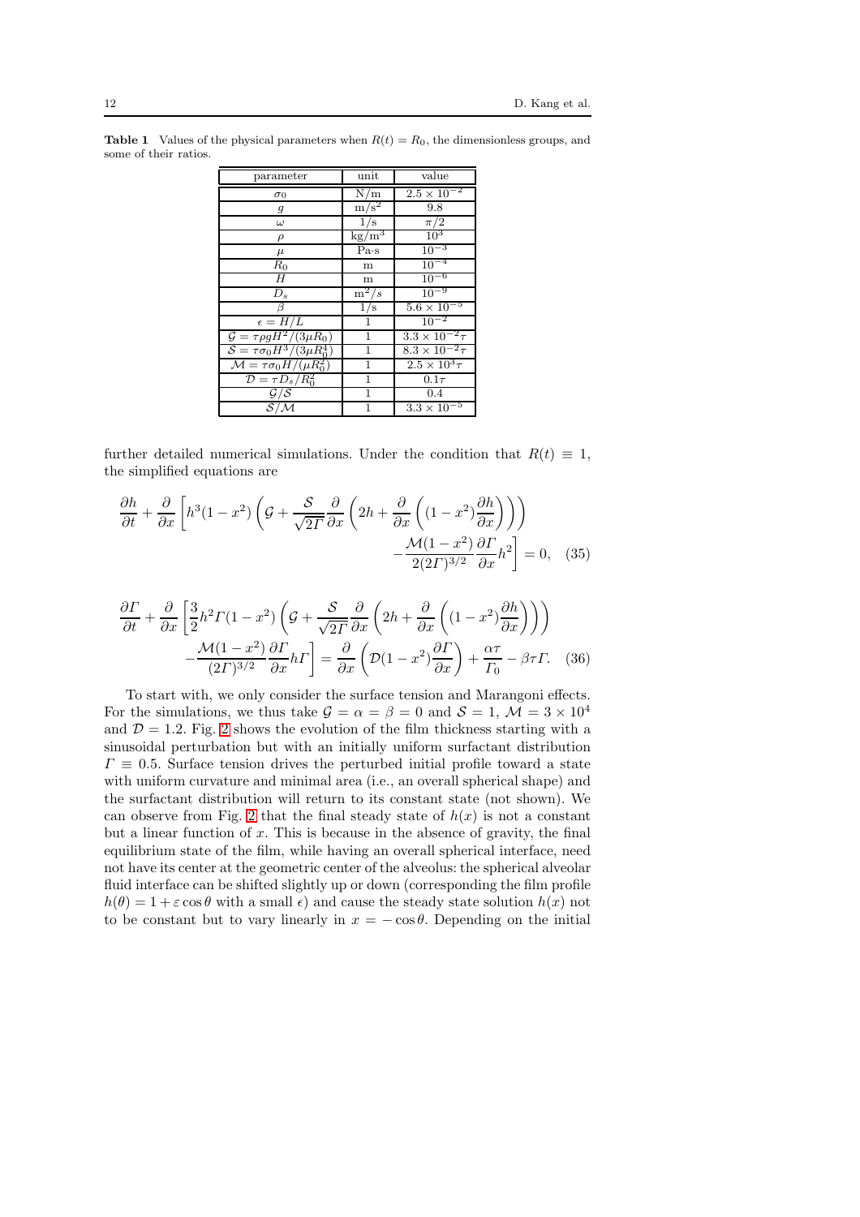**Table 1** Values of the physical parameters when $R(t) = R_0$, the dimensionless groups, and some of their ratios.

| parameter | unit | value |
|---|---|---|
| $\sigma_0$ | N/m | $2.5 \times 10^{-2}$ |
| $g$ | m/s$^2$ | 9.8 |
| $\omega$ | 1/s | $\pi/2$ |
| $\rho$ | kg/m$^3$ | $10^3$ |
| $\mu$ | Pa·s | $10^{-3}$ |
| $R_0$ | m | $10^{-4}$ |
| $H$ | m | $10^{-6}$ |
| $D_s$ | m$^2$/s | $10^{-9}$ |
| $\beta$ | 1/s | $5.6 \times 10^{-5}$ |
| $\epsilon = H/L$ | 1 | $10^{-2}$ |
| $\mathcal{G} = \tau \rho g H^2/(3\mu R_0)$ | 1 | $3.3 \times 10^{-2}\tau$ |
| $\mathcal{S} = \tau \sigma_0 H^3/(3\mu R_0^4)$ | 1 | $8.3 \times 10^{-2}\tau$ |
| $\mathcal{M} = \tau \sigma_0 H/(\mu R_0^2)$ | 1 | $2.5 \times 10^3\tau$ |
| $\mathcal{D} = \tau D_s/R_0^2$ | 1 | $0.1\tau$ |
| $\mathcal{G}/\mathcal{S}$ | 1 | 0.4 |
| $\mathcal{S}/\mathcal{M}$ | 1 | $3.3 \times 10^{-5}$ |

further detailed numerical simulations. Under the condition that $R(t) \equiv 1$, the simplified equations are

$$\frac{\partial h}{\partial t} + \frac{\partial}{\partial x}\left[h^3(1-x^2)\left(\mathcal{G} + \frac{\mathcal{S}}{\sqrt{2\Gamma}}\frac{\partial}{\partial x}\left(2h + \frac{\partial}{\partial x}\left((1-x^2)\frac{\partial h}{\partial x}\right)\right)\right) - \frac{\mathcal{M}(1-x^2)}{2(2\Gamma)^{3/2}}\frac{\partial \Gamma}{\partial x}h^2\right] = 0, \quad (35)$$

$$\frac{\partial \Gamma}{\partial t} + \frac{\partial}{\partial x}\left[\frac{3}{2}h^2\Gamma(1-x^2)\left(\mathcal{G} + \frac{\mathcal{S}}{\sqrt{2\Gamma}}\frac{\partial}{\partial x}\left(2h + \frac{\partial}{\partial x}\left((1-x^2)\frac{\partial h}{\partial x}\right)\right)\right) - \frac{\mathcal{M}(1-x^2)}{(2\Gamma)^{3/2}}\frac{\partial \Gamma}{\partial x}h\Gamma\right] = \frac{\partial}{\partial x}\left(\mathcal{D}(1-x^2)\frac{\partial \Gamma}{\partial x}\right) + \frac{\alpha\tau}{\Gamma_0} - \beta\tau\Gamma. \quad (36)$$

To start with, we only consider the surface tension and Marangoni effects. For the simulations, we thus take $\mathcal{G} = \alpha = \beta = 0$ and $\mathcal{S} = 1$, $\mathcal{M} = 3 \times 10^4$ and $\mathcal{D} = 1.2$. Fig. 2 shows the evolution of the film thickness starting with a sinusoidal perturbation but with an initially uniform surfactant distribution $\Gamma \equiv 0.5$. Surface tension drives the perturbed initial profile toward a state with uniform curvature and minimal area (i.e., an overall spherical shape) and the surfactant distribution will return to its constant state (not shown). We can observe from Fig. 2 that the final steady state of $h(x)$ is not a constant but a linear function of $x$. This is because in the absence of gravity, the final equilibrium state of the film, while having an overall spherical interface, need not have its center at the geometric center of the alveolus: the spherical alveolar fluid interface can be shifted slightly up or down (corresponding the film profile $h(\theta) = 1 + \varepsilon\cos\theta$ with a small $\epsilon$) and cause the steady state solution $h(x)$ not to be constant but to vary linearly in $x = -\cos\theta$. Depending on the initial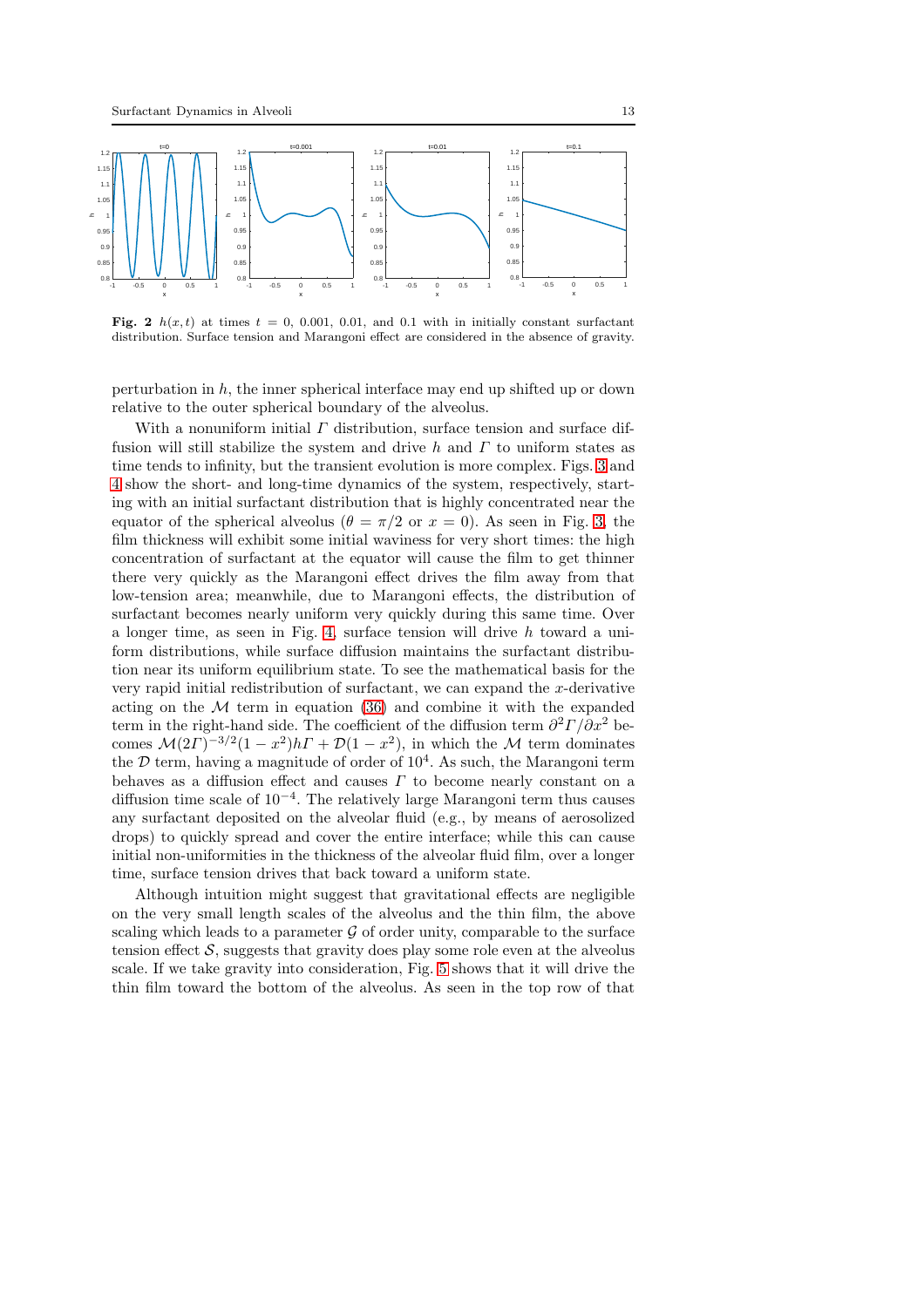**Fig. 2** $h(x,t)$ at times $t = 0$, 0.001, 0.01, and 0.1 with in initially constant surfactant distribution. Surface tension and Marangoni effect are considered in the absence of gravity.

perturbation in $h$, the inner spherical interface may end up shifted up or down relative to the outer spherical boundary of the alveolus.

With a nonuniform initial $\Gamma$ distribution, surface tension and surface diffusion will still stabilize the system and drive $h$ and $\Gamma$ to uniform states as time tends to infinity, but the transient evolution is more complex. Figs. 3 and 4 show the short- and long-time dynamics of the system, respectively, starting with an initial surfactant distribution that is highly concentrated near the equator of the spherical alveolus ($\theta = \pi/2$ or $x = 0$). As seen in Fig. 3, the film thickness will exhibit some initial waviness for very short times: the high concentration of surfactant at the equator will cause the film to get thinner there very quickly as the Marangoni effect drives the film away from that low-tension area; meanwhile, due to Marangoni effects, the distribution of surfactant becomes nearly uniform very quickly during this same time. Over a longer time, as seen in Fig. 4, surface tension will drive $h$ toward a uniform distributions, while surface diffusion maintains the surfactant distribution near its uniform equilibrium state. To see the mathematical basis for the very rapid initial redistribution of surfactant, we can expand the $x$-derivative acting on the $\mathcal{M}$ term in equation (36) and combine it with the expanded term in the right-hand side. The coefficient of the diffusion term $\partial^2\Gamma/\partial x^2$ becomes $\mathcal{M}(2\Gamma)^{-3/2}(1-x^2)h\Gamma + \mathcal{D}(1-x^2)$, in which the $\mathcal{M}$ term dominates the $\mathcal{D}$ term, having a magnitude of order of $10^4$. As such, the Marangoni term behaves as a diffusion effect and causes $\Gamma$ to become nearly constant on a diffusion time scale of $10^{-4}$. The relatively large Marangoni term thus causes any surfactant deposited on the alveolar fluid (e.g., by means of aerosolized drops) to quickly spread and cover the entire interface; while this can cause initial non-uniformities in the thickness of the alveolar fluid film, over a longer time, surface tension drives that back toward a uniform state.

Although intuition might suggest that gravitational effects are negligible on the very small length scales of the alveolus and the thin film, the above scaling which leads to a parameter $\mathcal{G}$ of order unity, comparable to the surface tension effect $\mathcal{S}$, suggests that gravity does play some role even at the alveolus scale. If we take gravity into consideration, Fig. 5 shows that it will drive the thin film toward the bottom of the alveolus. As seen in the top row of that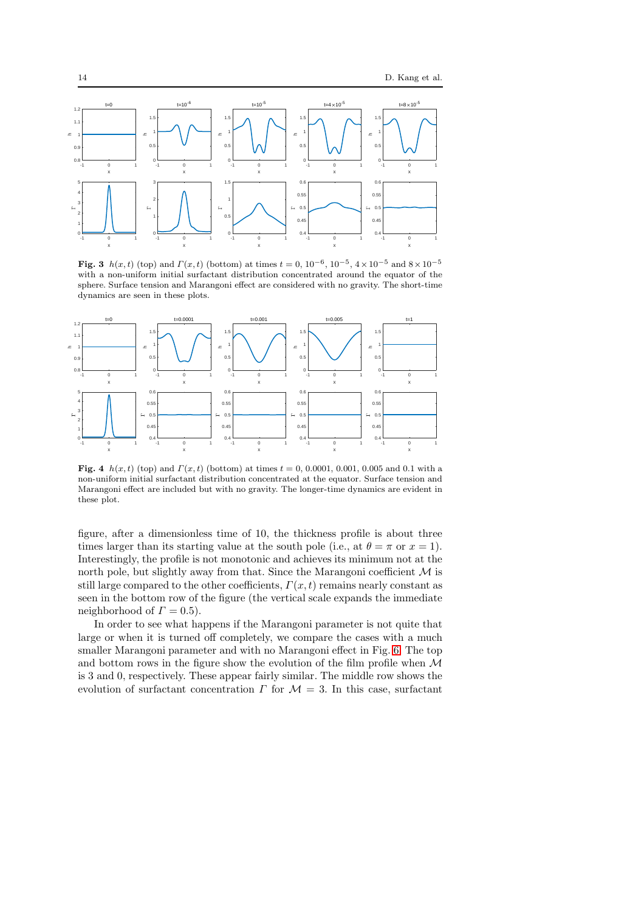**Fig. 3** $h(x,t)$ (top) and $\Gamma(x,t)$ (bottom) at times $t = 0$, $10^{-6}$, $10^{-5}$, $4 \times 10^{-5}$ and $8 \times 10^{-5}$ with a non-uniform initial surfactant distribution concentrated around the equator of the sphere. Surface tension and Marangoni effect are considered with no gravity. The short-time dynamics are seen in these plots.

**Fig. 4** $h(x,t)$ (top) and $\Gamma(x,t)$ (bottom) at times $t = 0$, $0.0001$, $0.001$, $0.005$ and $0.1$ with a non-uniform initial surfactant distribution concentrated at the equator. Surface tension and Marangoni effect are included but with no gravity. The longer-time dynamics are evident in these plot.

figure, after a dimensionless time of 10, the thickness profile is about three times larger than its starting value at the south pole (i.e., at $\theta = \pi$ or $x = 1$). Interestingly, the profile is not monotonic and achieves its minimum not at the north pole, but slightly away from that. Since the Marangoni coefficient $\mathcal{M}$ is still large compared to the other coefficients, $\Gamma(x,t)$ remains nearly constant as seen in the bottom row of the figure (the vertical scale expands the immediate neighborhood of $\Gamma = 0.5$).

In order to see what happens if the Marangoni parameter is not quite that large or when it is turned off completely, we compare the cases with a much smaller Marangoni parameter and with no Marangoni effect in Fig. 6. The top and bottom rows in the figure show the evolution of the film profile when $\mathcal{M}$ is 3 and 0, respectively. These appear fairly similar. The middle row shows the evolution of surfactant concentration $\Gamma$ for $\mathcal{M} = 3$. In this case, surfactant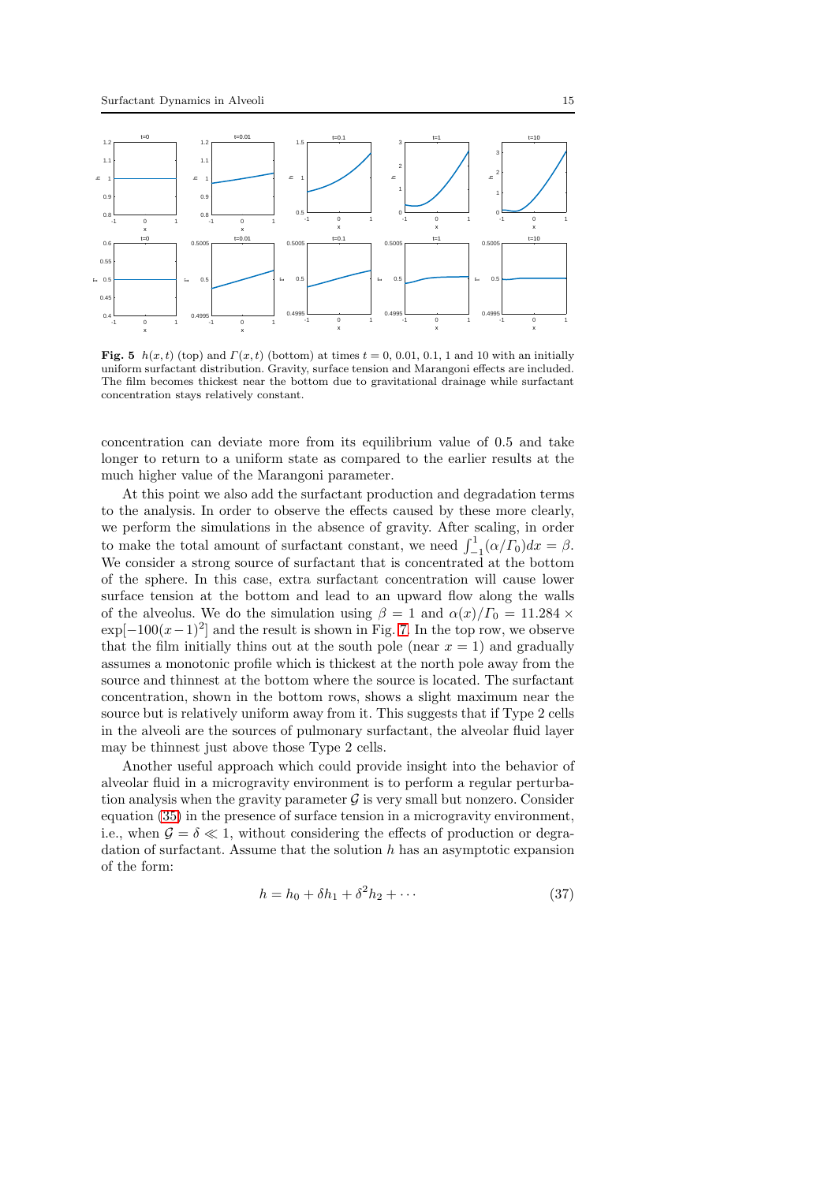**Fig. 5** $h(x,t)$ (top) and $\Gamma(x,t)$ (bottom) at times $t = 0$, 0.01, 0.1, 1 and 10 with an initially uniform surfactant distribution. Gravity, surface tension and Marangoni effects are included. The film becomes thickest near the bottom due to gravitational drainage while surfactant concentration stays relatively constant.

concentration can deviate more from its equilibrium value of 0.5 and take longer to return to a uniform state as compared to the earlier results at the much higher value of the Marangoni parameter.

At this point we also add the surfactant production and degradation terms to the analysis. In order to observe the effects caused by these more clearly, we perform the simulations in the absence of gravity. After scaling, in order to make the total amount of surfactant constant, we need $\int_{-1}^{1}(\alpha/\Gamma_0)dx = \beta$. We consider a strong source of surfactant that is concentrated at the bottom of the sphere. In this case, extra surfactant concentration will cause lower surface tension at the bottom and lead to an upward flow along the walls of the alveolus. We do the simulation using $\beta = 1$ and $\alpha(x)/\Gamma_0 = 11.284 \times \exp[-100(x-1)^2]$ and the result is shown in Fig. 7. In the top row, we observe that the film initially thins out at the south pole (near $x = 1$) and gradually assumes a monotonic profile which is thickest at the north pole away from the source and thinnest at the bottom where the source is located. The surfactant concentration, shown in the bottom rows, shows a slight maximum near the source but is relatively uniform away from it. This suggests that if Type 2 cells in the alveoli are the sources of pulmonary surfactant, the alveolar fluid layer may be thinnest just above those Type 2 cells.

Another useful approach which could provide insight into the behavior of alveolar fluid in a microgravity environment is to perform a regular perturbation analysis when the gravity parameter $\mathcal{G}$ is very small but nonzero. Consider equation (35) in the presence of surface tension in a microgravity environment, i.e., when $\mathcal{G} = \delta \ll 1$, without considering the effects of production or degradation of surfactant. Assume that the solution $h$ has an asymptotic expansion of the form:

$$h = h_0 + \delta h_1 + \delta^2 h_2 + \cdots \tag{37}$$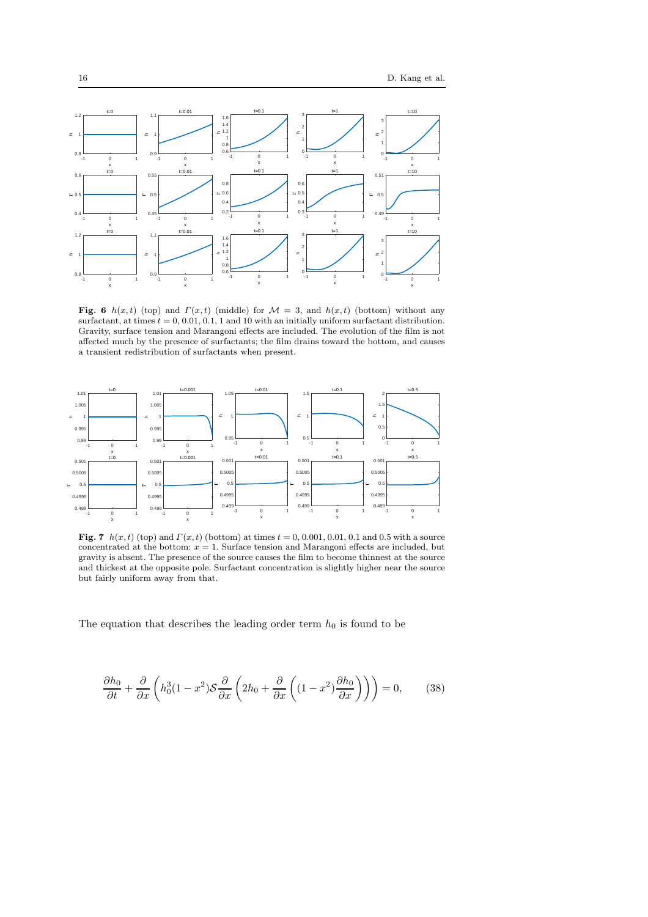**Fig. 6** $h(x, t)$ (top) and $\Gamma(x, t)$ (middle) for $\mathcal{M} = 3$, and $h(x, t)$ (bottom) without any surfactant, at times $t = 0, 0.01, 0.1, 1$ and $10$ with an initially uniform surfactant distribution. Gravity, surface tension and Marangoni effects are included. The evolution of the film is not affected much by the presence of surfactants; the film drains toward the bottom, and causes a transient redistribution of surfactants when present.

**Fig. 7** $h(x, t)$ (top) and $\Gamma(x, t)$ (bottom) at times $t = 0, 0.001, 0.01, 0.1$ and $0.5$ with a source concentrated at the bottom: $x = 1$. Surface tension and Marangoni effects are included, but gravity is absent. The presence of the source causes the film to become thinnest at the source and thickest at the opposite pole. Surfactant concentration is slightly higher near the source but fairly uniform away from that.

The equation that describes the leading order term $h_0$ is found to be

$$\frac{\partial h_0}{\partial t} + \frac{\partial}{\partial x}\left(h_0^3(1-x^2)\mathcal{S}\frac{\partial}{\partial x}\left(2h_0 + \frac{\partial}{\partial x}\left((1-x^2)\frac{\partial h_0}{\partial x}\right)\right)\right) = 0, \qquad (38)$$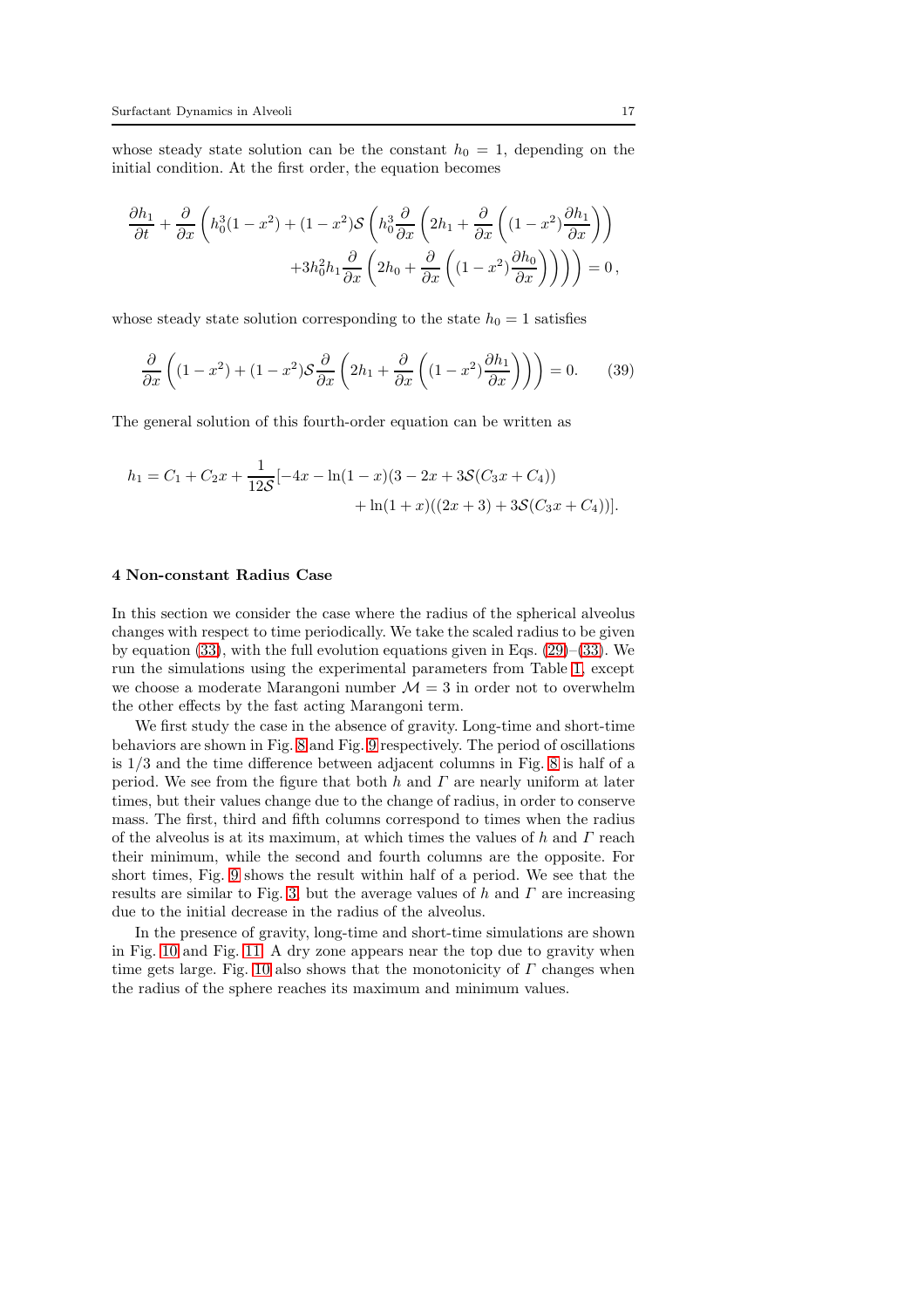whose steady state solution can be the constant $h_0 = 1$, depending on the initial condition. At the first order, the equation becomes

$$\frac{\partial h_1}{\partial t} + \frac{\partial}{\partial x}\left(h_0^3(1-x^2) + (1-x^2)\mathcal{S}\left(h_0^3 \frac{\partial}{\partial x}\left(2h_1 + \frac{\partial}{\partial x}\left((1-x^2)\frac{\partial h_1}{\partial x}\right)\right)\right.\right.$$
$$\left.\left. + 3h_0^2 h_1 \frac{\partial}{\partial x}\left(2h_0 + \frac{\partial}{\partial x}\left((1-x^2)\frac{\partial h_0}{\partial x}\right)\right)\right)\right) = 0\,,$$

whose steady state solution corresponding to the state $h_0 = 1$ satisfies

$$\frac{\partial}{\partial x}\left((1-x^2) + (1-x^2)\mathcal{S}\frac{\partial}{\partial x}\left(2h_1 + \frac{\partial}{\partial x}\left((1-x^2)\frac{\partial h_1}{\partial x}\right)\right)\right) = 0. \qquad (39)$$

The general solution of this fourth-order equation can be written as

$$h_1 = C_1 + C_2 x + \frac{1}{12\mathcal{S}}[-4x - \ln(1-x)(3 - 2x + 3\mathcal{S}(C_3 x + C_4))$$
$$+ \ln(1+x)((2x+3) + 3\mathcal{S}(C_3 x + C_4))].$$

## 4 Non-constant Radius Case

In this section we consider the case where the radius of the spherical alveolus changes with respect to time periodically. We take the scaled radius to be given by equation (33), with the full evolution equations given in Eqs. (29)–(33). We run the simulations using the experimental parameters from Table 1, except we choose a moderate Marangoni number $\mathcal{M} = 3$ in order not to overwhelm the other effects by the fast acting Marangoni term.

We first study the case in the absence of gravity. Long-time and short-time behaviors are shown in Fig. 8 and Fig. 9 respectively. The period of oscillations is $1/3$ and the time difference between adjacent columns in Fig. 8 is half of a period. We see from the figure that both $h$ and $\Gamma$ are nearly uniform at later times, but their values change due to the change of radius, in order to conserve mass. The first, third and fifth columns correspond to times when the radius of the alveolus is at its maximum, at which times the values of $h$ and $\Gamma$ reach their minimum, while the second and fourth columns are the opposite. For short times, Fig. 9 shows the result within half of a period. We see that the results are similar to Fig. 3, but the average values of $h$ and $\Gamma$ are increasing due to the initial decrease in the radius of the alveolus.

In the presence of gravity, long-time and short-time simulations are shown in Fig. 10 and Fig. 11. A dry zone appears near the top due to gravity when time gets large. Fig. 10 also shows that the monotonicity of $\Gamma$ changes when the radius of the sphere reaches its maximum and minimum values.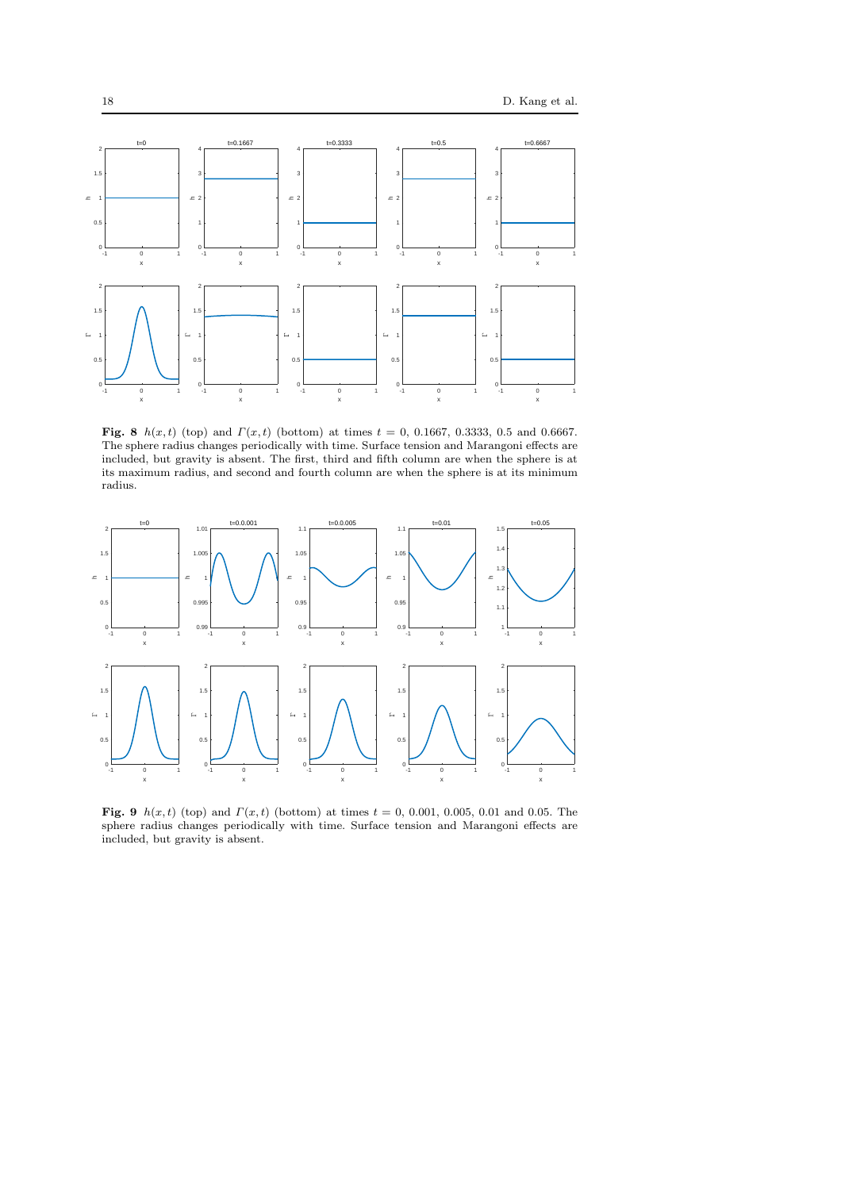**Fig. 8** $h(x,t)$ (top) and $\Gamma(x,t)$ (bottom) at times $t = 0$, 0.1667, 0.3333, 0.5 and 0.6667. The sphere radius changes periodically with time. Surface tension and Marangoni effects are included, but gravity is absent. The first, third and fifth column are when the sphere is at its maximum radius, and second and fourth column are when the sphere is at its minimum radius.

**Fig. 9** $h(x,t)$ (top) and $\Gamma(x,t)$ (bottom) at times $t = 0$, 0.001, 0.005, 0.01 and 0.05. The sphere radius changes periodically with time. Surface tension and Marangoni effects are included, but gravity is absent.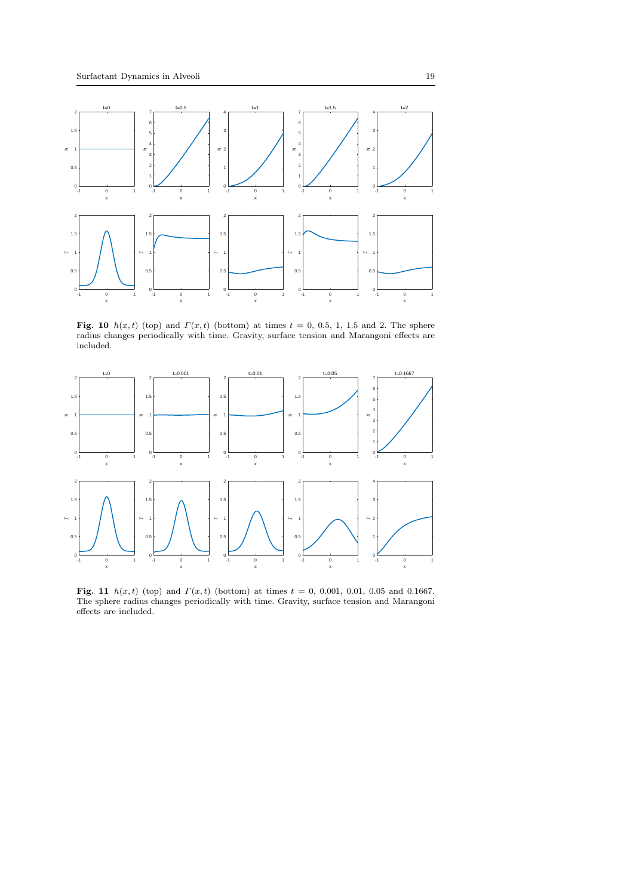**Fig. 10** $h(x,t)$ (top) and $\Gamma(x,t)$ (bottom) at times $t = 0$, 0.5, 1, 1.5 and 2. The sphere radius changes periodically with time. Gravity, surface tension and Marangoni effects are included.

**Fig. 11** $h(x,t)$ (top) and $\Gamma(x,t)$ (bottom) at times $t = 0$, 0.001, 0.01, 0.05 and 0.1667. The sphere radius changes periodically with time. Gravity, surface tension and Marangoni effects are included.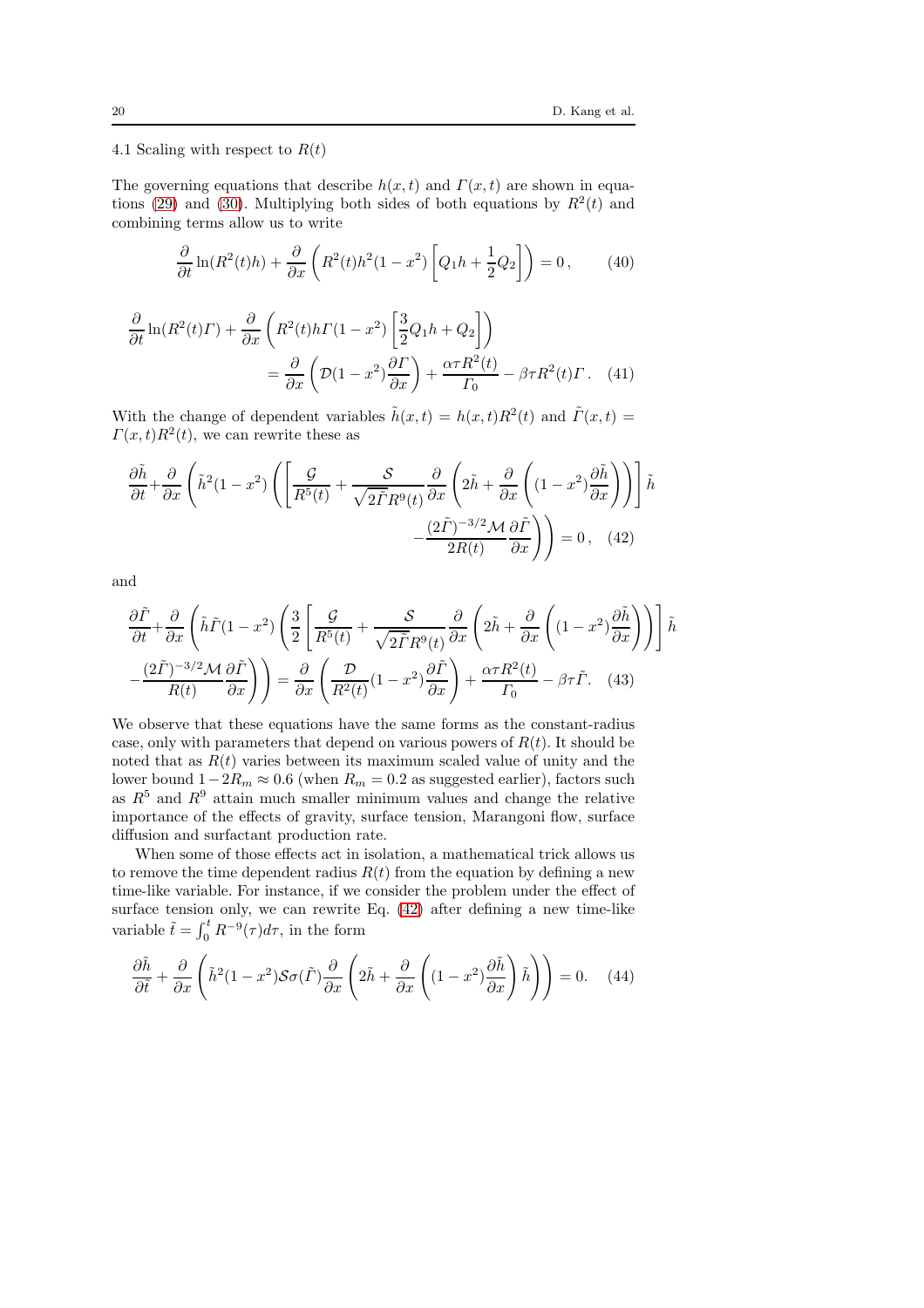### 4.1 Scaling with respect to $R(t)$

The governing equations that describe $h(x,t)$ and $\Gamma(x,t)$ are shown in equations (29) and (30). Multiplying both sides of both equations by $R^2(t)$ and combining terms allow us to write

$$
\frac{\partial}{\partial t}\ln(R^2(t)h) + \frac{\partial}{\partial x}\left(R^2(t)h^2(1-x^2)\left[Q_1 h + \frac{1}{2}Q_2\right]\right) = 0\,, \qquad (40)
$$

$$
\begin{aligned}
\frac{\partial}{\partial t}\ln(R^2(t)\Gamma) + \frac{\partial}{\partial x}\left(R^2(t)h\Gamma(1-x^2)\left[\frac{3}{2}Q_1 h + Q_2\right]\right)& \\
= \frac{\partial}{\partial x}\left(\mathcal{D}(1-x^2)\frac{\partial \Gamma}{\partial x}\right) + \frac{\alpha\tau R^2(t)}{\Gamma_0} - \beta\tau R^2(t)\Gamma\,. & \qquad (41)
\end{aligned}
$$

With the change of dependent variables $\tilde{h}(x,t) = h(x,t)R^2(t)$ and $\tilde{\Gamma}(x,t) = \Gamma(x,t)R^2(t)$, we can rewrite these as

$$
\begin{aligned}
\frac{\partial \tilde{h}}{\partial t} + \frac{\partial}{\partial x}\Bigg(\tilde{h}^2(1-x^2)\Bigg(\left[\frac{\mathcal{G}}{R^5(t)} + \frac{\mathcal{S}}{\sqrt{2\tilde{\Gamma}}R^9(t)}\frac{\partial}{\partial x}\left(2\tilde{h} + \frac{\partial}{\partial x}\left((1-x^2)\frac{\partial \tilde{h}}{\partial x}\right)\right)\right]\tilde{h}& \\
-\frac{(2\tilde{\Gamma})^{-3/2}\mathcal{M}}{2R(t)}\frac{\partial \tilde{\Gamma}}{\partial x}\Bigg)\Bigg) = 0\,, & \qquad (42)
\end{aligned}
$$

and

$$
\begin{aligned}
\frac{\partial \tilde{\Gamma}}{\partial t} + \frac{\partial}{\partial x}\Bigg(\tilde{h}\tilde{\Gamma}(1-x^2)\Bigg(\frac{3}{2}\left[\frac{\mathcal{G}}{R^5(t)} + \frac{\mathcal{S}}{\sqrt{2\tilde{\Gamma}}R^9(t)}\frac{\partial}{\partial x}\left(2\tilde{h} + \frac{\partial}{\partial x}\left((1-x^2)\frac{\partial \tilde{h}}{\partial x}\right)\right)\right]\tilde{h}& \\
-\frac{(2\tilde{\Gamma})^{-3/2}\mathcal{M}}{R(t)}\frac{\partial \tilde{\Gamma}}{\partial x}\Bigg)\Bigg) = \frac{\partial}{\partial x}\left(\frac{\mathcal{D}}{R^2(t)}(1-x^2)\frac{\partial \tilde{\Gamma}}{\partial x}\right) + \frac{\alpha\tau R^2(t)}{\Gamma_0} - \beta\tau\tilde{\Gamma}. & \qquad (43)
\end{aligned}
$$

We observe that these equations have the same forms as the constant-radius case, only with parameters that depend on various powers of $R(t)$. It should be noted that as $R(t)$ varies between its maximum scaled value of unity and the lower bound $1-2R_m \approx 0.6$ (when $R_m = 0.2$ as suggested earlier), factors such as $R^5$ and $R^9$ attain much smaller minimum values and change the relative importance of the effects of gravity, surface tension, Marangoni flow, surface diffusion and surfactant production rate.

When some of those effects act in isolation, a mathematical trick allows us to remove the time dependent radius $R(t)$ from the equation by defining a new time-like variable. For instance, if we consider the problem under the effect of surface tension only, we can rewrite Eq. (42) after defining a new time-like variable $\tilde{t} = \int_0^t R^{-9}(\tau)d\tau$, in the form

$$
\frac{\partial \tilde{h}}{\partial \tilde{t}} + \frac{\partial}{\partial x}\left(\tilde{h}^2(1-x^2)\mathcal{S}\sigma(\tilde{\Gamma})\frac{\partial}{\partial x}\left(2\tilde{h} + \frac{\partial}{\partial x}\left((1-x^2)\frac{\partial \tilde{h}}{\partial x}\right)\tilde{h}\right)\right) = 0. \qquad (44)
$$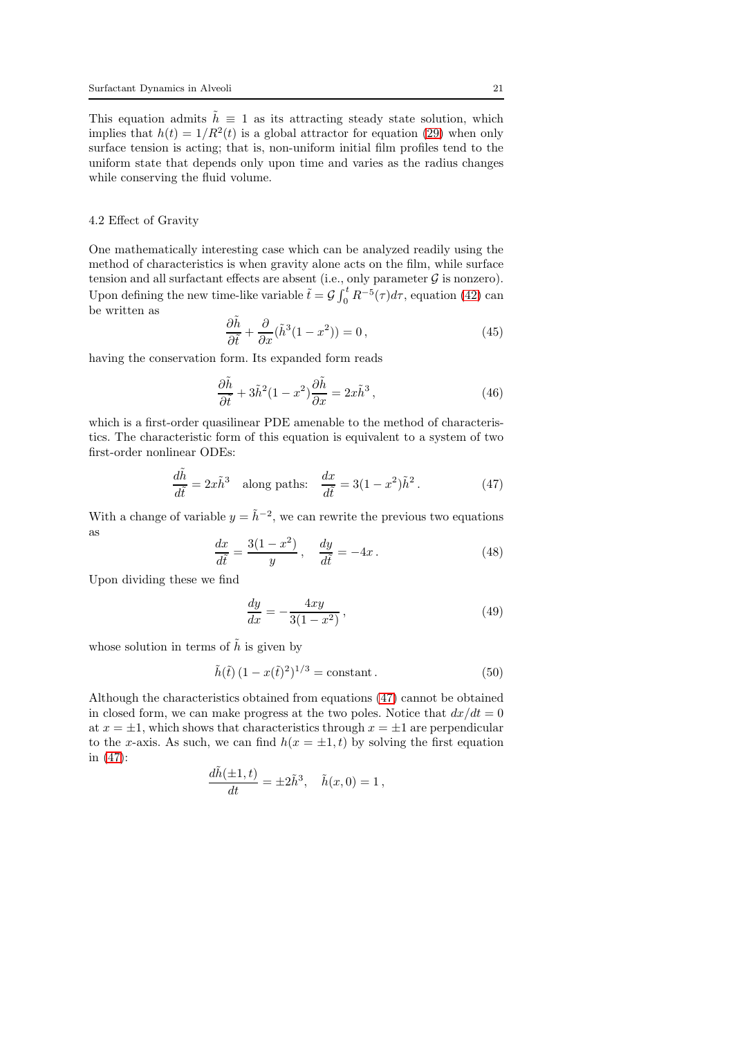This equation admits $\tilde{h} \equiv 1$ as its attracting steady state solution, which implies that $h(t) = 1/R^2(t)$ is a global attractor for equation (29) when only surface tension is acting; that is, non-uniform initial film profiles tend to the uniform state that depends only upon time and varies as the radius changes while conserving the fluid volume.

### 4.2 Effect of Gravity

One mathematically interesting case which can be analyzed readily using the method of characteristics is when gravity alone acts on the film, while surface tension and all surfactant effects are absent (i.e., only parameter $\mathcal{G}$ is nonzero). Upon defining the new time-like variable $\tilde{t} = \mathcal{G} \int_0^t R^{-5}(\tau) d\tau$, equation (42) can be written as

$$\frac{\partial \tilde{h}}{\partial \tilde{t}} + \frac{\partial}{\partial x}(\tilde{h}^3(1 - x^2)) = 0\,, \tag{45}$$

having the conservation form. Its expanded form reads

$$\frac{\partial \tilde{h}}{\partial \tilde{t}} + 3\tilde{h}^2(1 - x^2)\frac{\partial \tilde{h}}{\partial x} = 2x\tilde{h}^3\,, \tag{46}$$

which is a first-order quasilinear PDE amenable to the method of characteristics. The characteristic form of this equation is equivalent to a system of two first-order nonlinear ODEs:

$$\frac{d\tilde{h}}{d\tilde{t}} = 2x\tilde{h}^3 \quad \text{along paths:} \quad \frac{dx}{d\tilde{t}} = 3(1 - x^2)\tilde{h}^2\,. \tag{47}$$

With a change of variable $y = \tilde{h}^{-2}$, we can rewrite the previous two equations as

$$\frac{dx}{d\tilde{t}} = \frac{3(1 - x^2)}{y}\,, \quad \frac{dy}{d\tilde{t}} = -4x\,. \tag{48}$$

Upon dividing these we find

$$\frac{dy}{dx} = -\frac{4xy}{3(1 - x^2)}\,, \tag{49}$$

whose solution in terms of $\tilde{h}$ is given by

$$\tilde{h}(\tilde{t})\,(1 - x(\tilde{t})^2)^{1/3} = \text{constant}\,. \tag{50}$$

Although the characteristics obtained from equations (47) cannot be obtained in closed form, we can make progress at the two poles. Notice that $dx/dt = 0$ at $x = \pm 1$, which shows that characteristics through $x = \pm 1$ are perpendicular to the $x$-axis. As such, we can find $h(x = \pm 1, t)$ by solving the first equation in (47):

$$\frac{d\tilde{h}(\pm 1, t)}{dt} = \pm 2\tilde{h}^3, \quad \tilde{h}(x, 0) = 1\,,$$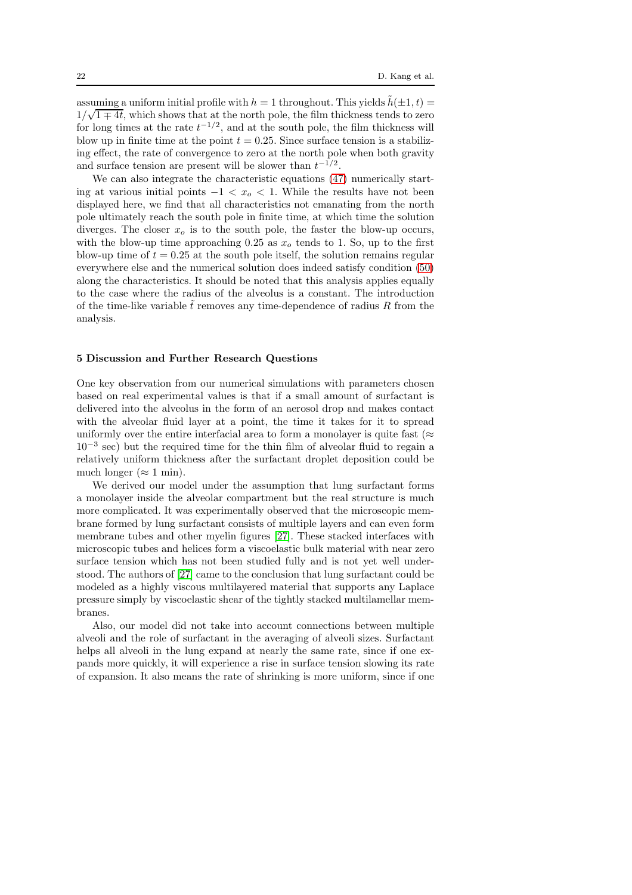assuming a uniform initial profile with $h = 1$ throughout. This yields $\tilde{h}(\pm 1, t) = 1/\sqrt{1 \mp 4t}$, which shows that at the north pole, the film thickness tends to zero for long times at the rate $t^{-1/2}$, and at the south pole, the film thickness will blow up in finite time at the point $t = 0.25$. Since surface tension is a stabilizing effect, the rate of convergence to zero at the north pole when both gravity and surface tension are present will be slower than $t^{-1/2}$.

We can also integrate the characteristic equations (47) numerically starting at various initial points $-1 < x_o < 1$. While the results have not been displayed here, we find that all characteristics not emanating from the north pole ultimately reach the south pole in finite time, at which time the solution diverges. The closer $x_o$ is to the south pole, the faster the blow-up occurs, with the blow-up time approaching 0.25 as $x_o$ tends to 1. So, up to the first blow-up time of $t = 0.25$ at the south pole itself, the solution remains regular everywhere else and the numerical solution does indeed satisfy condition (50) along the characteristics. It should be noted that this analysis applies equally to the case where the radius of the alveolus is a constant. The introduction of the time-like variable $\tilde{t}$ removes any time-dependence of radius $R$ from the analysis.

## 5 Discussion and Further Research Questions

One key observation from our numerical simulations with parameters chosen based on real experimental values is that if a small amount of surfactant is delivered into the alveolus in the form of an aerosol drop and makes contact with the alveolar fluid layer at a point, the time it takes for it to spread uniformly over the entire interfacial area to form a monolayer is quite fast ($\approx 10^{-3}$ sec) but the required time for the thin film of alveolar fluid to regain a relatively uniform thickness after the surfactant droplet deposition could be much longer ($\approx 1$ min).

We derived our model under the assumption that lung surfactant forms a monolayer inside the alveolar compartment but the real structure is much more complicated. It was experimentally observed that the microscopic membrane formed by lung surfactant consists of multiple layers and can even form membrane tubes and other myelin figures [27]. These stacked interfaces with microscopic tubes and helices form a viscoelastic bulk material with near zero surface tension which has not been studied fully and is not yet well understood. The authors of [27] came to the conclusion that lung surfactant could be modeled as a highly viscous multilayered material that supports any Laplace pressure simply by viscoelastic shear of the tightly stacked multilamellar membranes.

Also, our model did not take into account connections between multiple alveoli and the role of surfactant in the averaging of alveoli sizes. Surfactant helps all alveoli in the lung expand at nearly the same rate, since if one expands more quickly, it will experience a rise in surface tension slowing its rate of expansion. It also means the rate of shrinking is more uniform, since if one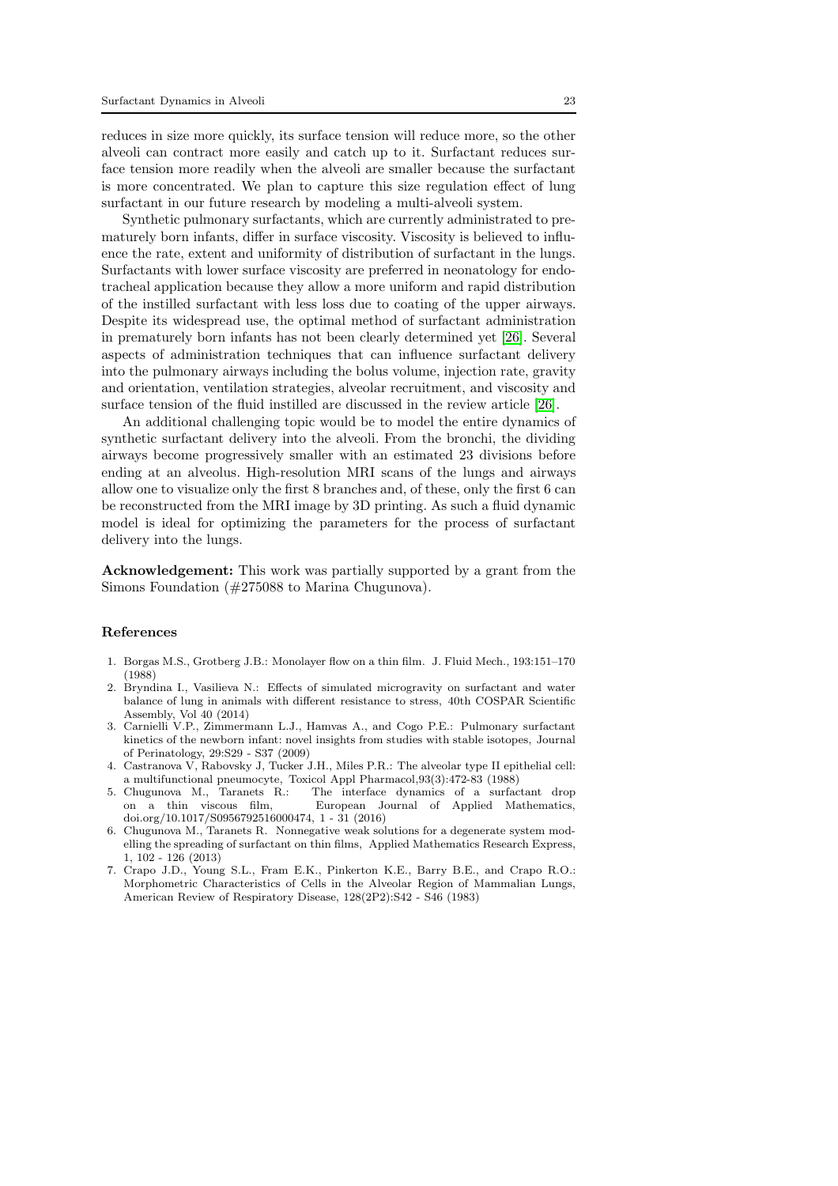reduces in size more quickly, its surface tension will reduce more, so the other alveoli can contract more easily and catch up to it. Surfactant reduces surface tension more readily when the alveoli are smaller because the surfactant is more concentrated. We plan to capture this size regulation effect of lung surfactant in our future research by modeling a multi-alveoli system.

Synthetic pulmonary surfactants, which are currently administrated to prematurely born infants, differ in surface viscosity. Viscosity is believed to influence the rate, extent and uniformity of distribution of surfactant in the lungs. Surfactants with lower surface viscosity are preferred in neonatology for endotracheal application because they allow a more uniform and rapid distribution of the instilled surfactant with less loss due to coating of the upper airways. Despite its widespread use, the optimal method of surfactant administration in prematurely born infants has not been clearly determined yet [26]. Several aspects of administration techniques that can influence surfactant delivery into the pulmonary airways including the bolus volume, injection rate, gravity and orientation, ventilation strategies, alveolar recruitment, and viscosity and surface tension of the fluid instilled are discussed in the review article [26].

An additional challenging topic would be to model the entire dynamics of synthetic surfactant delivery into the alveoli. From the bronchi, the dividing airways become progressively smaller with an estimated 23 divisions before ending at an alveolus. High-resolution MRI scans of the lungs and airways allow one to visualize only the first 8 branches and, of these, only the first 6 can be reconstructed from the MRI image by 3D printing. As such a fluid dynamic model is ideal for optimizing the parameters for the process of surfactant delivery into the lungs.

**Acknowledgement:** This work was partially supported by a grant from the Simons Foundation (#275088 to Marina Chugunova).

## References

1. Borgas M.S., Grotberg J.B.: Monolayer flow on a thin film. J. Fluid Mech., 193:151–170 (1988)
2. Bryndina I., Vasilieva N.: Effects of simulated microgravity on surfactant and water balance of lung in animals with different resistance to stress, 40th COSPAR Scientific Assembly, Vol 40 (2014)
3. Carnielli V.P., Zimmermann L.J., Hamvas A., and Cogo P.E.: Pulmonary surfactant kinetics of the newborn infant: novel insights from studies with stable isotopes, Journal of Perinatology, 29:S29 - S37 (2009)
4. Castranova V, Rabovsky J, Tucker J.H., Miles P.R.: The alveolar type II epithelial cell: a multifunctional pneumocyte, Toxicol Appl Pharmacol,93(3):472-83 (1988)
5. Chugunova M., Taranets R.: The interface dynamics of a surfactant drop on a thin viscous film, European Journal of Applied Mathematics, doi.org/10.1017/S0956792516000474, 1 - 31 (2016)
6. Chugunova M., Taranets R. Nonnegative weak solutions for a degenerate system modelling the spreading of surfactant on thin films, Applied Mathematics Research Express, 1, 102 - 126 (2013)
7. Crapo J.D., Young S.L., Fram E.K., Pinkerton K.E., Barry B.E., and Crapo R.O.: Morphometric Characteristics of Cells in the Alveolar Region of Mammalian Lungs, American Review of Respiratory Disease, 128(2P2):S42 - S46 (1983)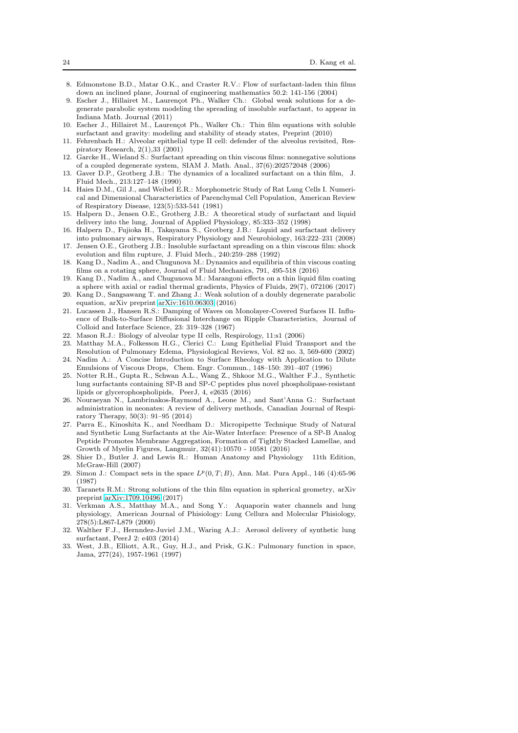8. Edmonstone B.D., Matar O.K., and Craster R.V.: Flow of surfactant-laden thin films down an inclined plane, Journal of engineering mathematics 50.2: 141-156 (2004)
9. Escher J., Hillairet M., Laurençot Ph., Walker Ch.: Global weak solutions for a degenerate parabolic system modeling the spreading of insoluble surfactant, to appear in Indiana Math. Journal (2011)
10. Escher J., Hillairet M., Laurençot Ph., Walker Ch.: Thin film equations with soluble surfactant and gravity: modeling and stability of steady states, Preprint (2010)
11. Fehrenbach H.: Alveolar epithelial type II cell: defender of the alveolus revisited, Respiratory Research, 2(1),33 (2001)
12. Garcke H., Wieland S.: Surfactant spreading on thin viscous films: nonnegative solutions of a coupled degenerate system, SIAM J. Math. Anal., 37(6):2025?2048 (2006)
13. Gaver D.P., Grotberg J.B.: The dynamics of a localized surfactant on a thin film, J. Fluid Mech., 213:127–148 (1990)
14. Haies D.M., Gil J., and Weibel E.R.: Morphometric Study of Rat Lung Cells I. Numerical and Dimensional Characteristics of Parenchymal Cell Population, American Review of Respiratory Disease, 123(5):533-541 (1981)
15. Halpern D., Jensen O.E., Grotberg J.B.: A theoretical study of surfactant and liquid delivery into the lung, Journal of Applied Physiology, 85:333–352 (1998)
16. Halpern D., Fujioka H., Takayama S., Grotberg J.B.: Liquid and surfactant delivery into pulmonary airways, Respiratory Physiology and Neurobiology, 163:222–231 (2008)
17. Jensen O.E., Grotberg J.B.: Insoluble surfactant spreading on a thin viscous film: shock evolution and film rupture, J. Fluid Mech., 240:259–288 (1992)
18. Kang D., Nadim A., and Chugunova M.: Dynamics and equilibria of thin viscous coating films on a rotating sphere, Journal of Fluid Mechanics, 791, 495-518 (2016)
19. Kang D., Nadim A., and Chugunova M.: Marangoni effects on a thin liquid film coating a sphere with axial or radial thermal gradients, Physics of Fluids, 29(7), 072106 (2017)
20. Kang D., Sangsawang T. and Zhang J.: Weak solution of a doubly degenerate parabolic equation, arXiv preprint arXiv:1610.06303 (2016)
21. Lucassen J., Hansen R.S.: Damping of Waves on Monolayer-Covered Surfaces II. Influence of Bulk-to-Surface Diffusional Interchange on Ripple Characteristics, Journal of Colloid and Interface Science, 23: 319–328 (1967)
22. Mason R.J.: Biology of alveolar type II cells, Respirology, 11:s1 (2006)
23. Matthay M.A., Folkesson H.G., Clerici C.: Lung Epithelial Fluid Transport and the Resolution of Pulmonary Edema, Physiological Reviews, Vol. 82 no. 3, 569-600 (2002)
24. Nadim A.: A Concise Introduction to Surface Rheology with Application to Dilute Emulsions of Viscous Drops, Chem. Engr. Commun., 148–150: 391–407 (1996)
25. Notter R.H., Gupta R., Schwan A.L., Wang Z., Shkoor M.G., Walther F.J., Synthetic lung surfactants containing SP-B and SP-C peptides plus novel phospholipase-resistant lipids or glycerophospholipids, PeerJ, 4, e2635 (2016)
26. Nouraeyan N., Lambrinakos-Raymond A., Leone M., and Sant'Anna G.: Surfactant administration in neonates: A review of delivery methods, Canadian Journal of Respiratory Therapy, 50(3): 91–95 (2014)
27. Parra E., Kinoshita K., and Needham D.: Micropipette Technique Study of Natural and Synthetic Lung Surfactants at the Air-Water Interface: Presence of a SP-B Analog Peptide Promotes Membrane Aggregation, Formation of Tightly Stacked Lamellae, and Growth of Myelin Figures, Langmuir, 32(41):10570 - 10581 (2016)
28. Shier D., Butler J. and Lewis R.: Human Anatomy and Physiology 11th Edition, McGraw-Hill (2007)
29. Simon J.: Compact sets in the space $L^p(0,T;B)$, Ann. Mat. Pura Appl., 146 (4):65-96 (1987)
30. Taranets R.M.: Strong solutions of the thin film equation in spherical geometry, arXiv preprint arXiv:1709.10496 (2017)
31. Verkman A.S., Matthay M.A., and Song Y.: Aquaporin water channels and lung physiology, American Journal of Phisiology: Lung Cellura and Molecular Phisiology, 278(5):L867-L879 (2000)
32. Walther F.J., Hernndez-Juviel J.M., Waring A.J.: Aerosol delivery of synthetic lung surfactant, PeerJ 2: e403 (2014)
33. West, J.B., Elliott, A.R., Guy, H.J., and Prisk, G.K.: Pulmonary function in space, Jama, 277(24), 1957-1961 (1997)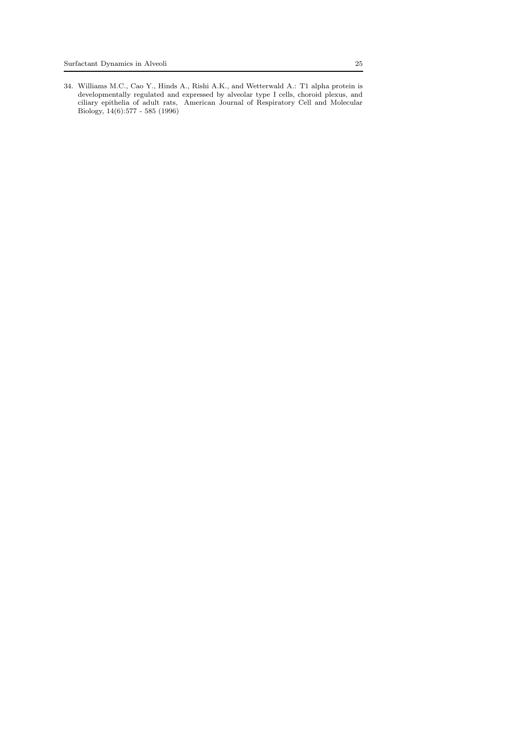34. Williams M.C., Cao Y., Hinds A., Rishi A.K., and Wetterwald A.: T1 alpha protein is developmentally regulated and expressed by alveolar type I cells, choroid plexus, and ciliary epithelia of adult rats, American Journal of Respiratory Cell and Molecular Biology, 14(6):577 - 585 (1996)